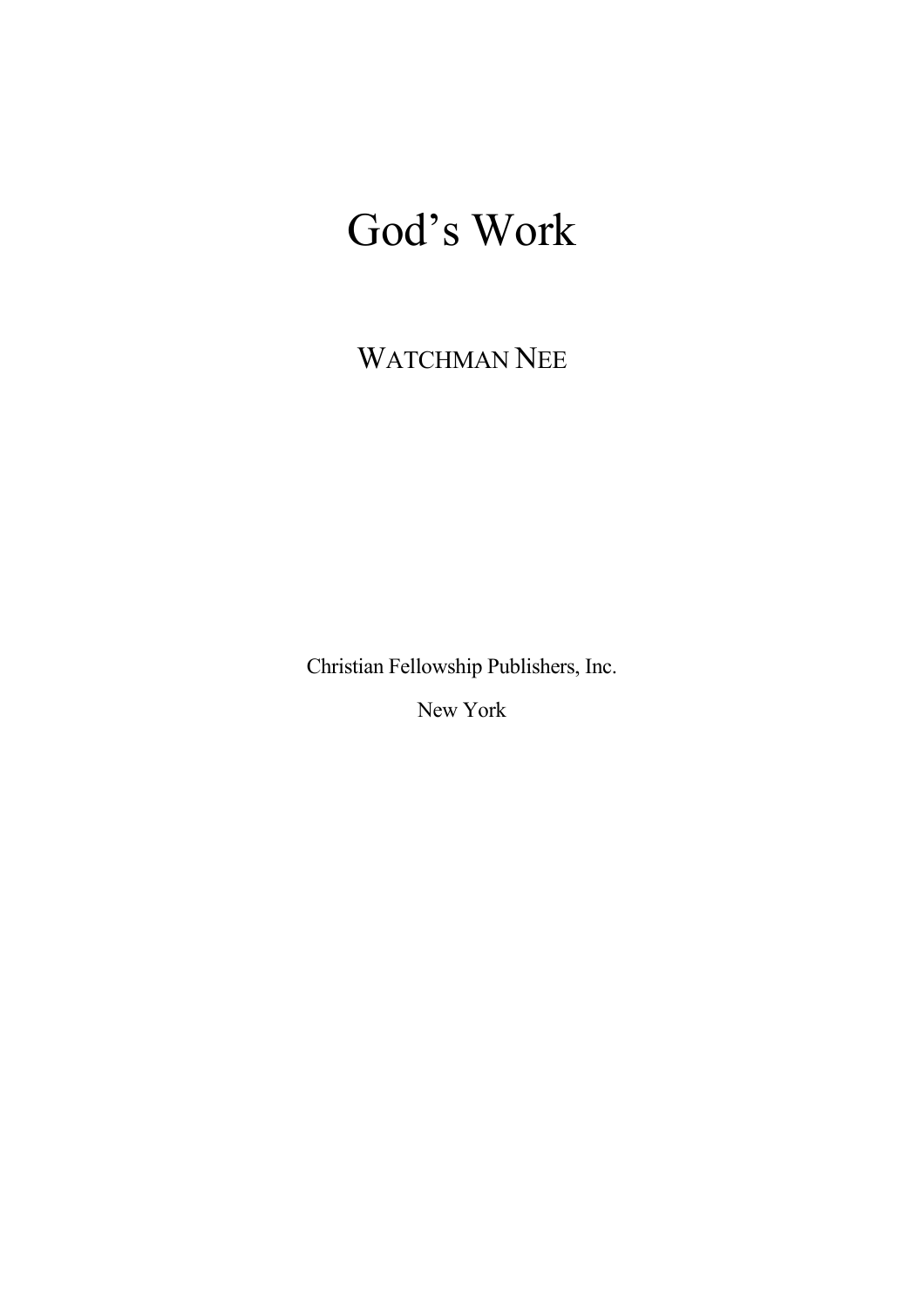# God's Work

WATCHMAN NEE

Christian Fellowship Publishers, Inc.

New York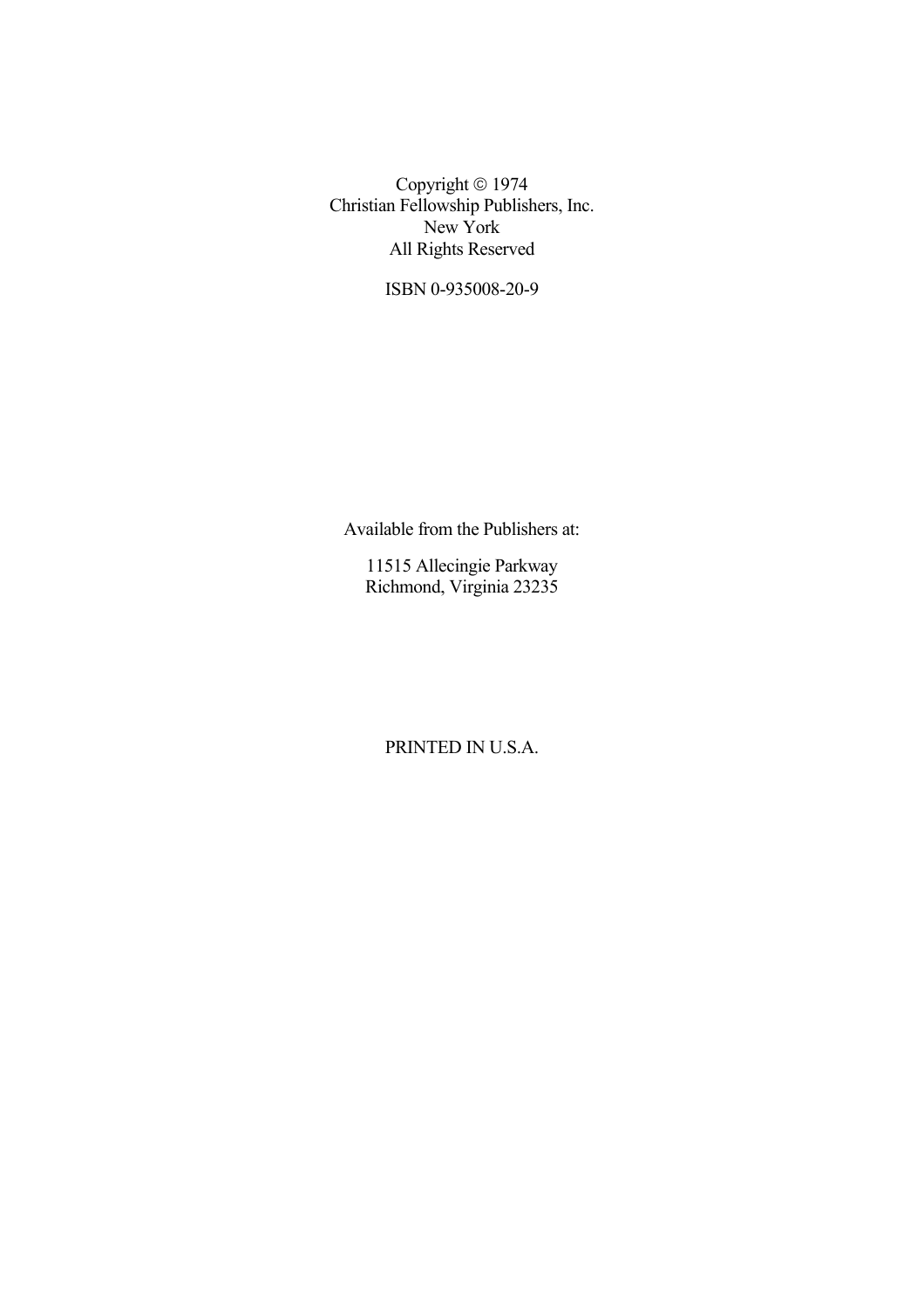Copyright © 1974
Christian Fellowship Publishers, Inc.
New York
All Rights Reserved

ISBN 0-935008-20-9

Available from the Publishers at:

11515 Allecingie Parkway
Richmond, Virginia 23235

PRINTED IN U.S.A.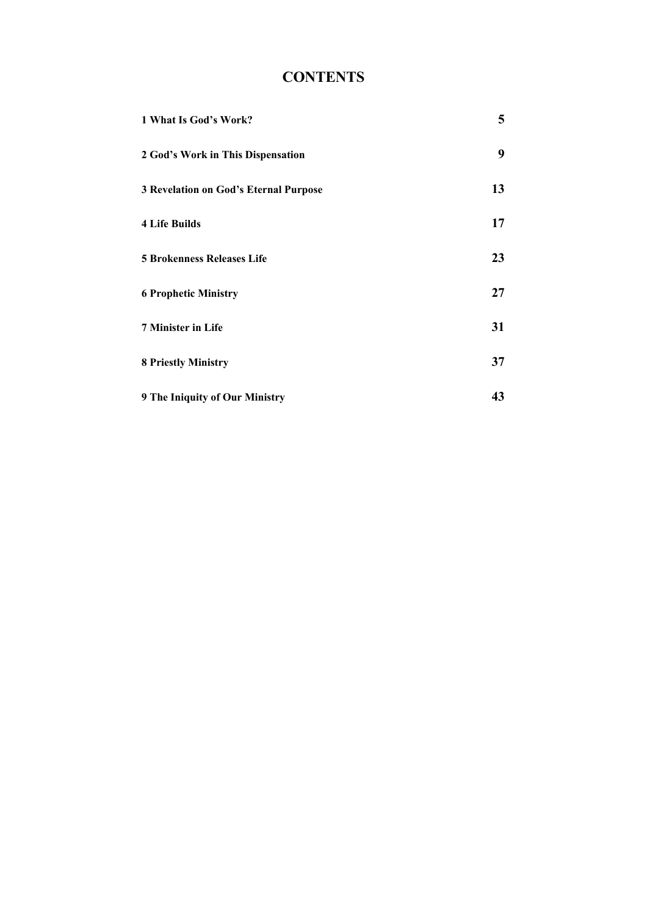# CONTENTS

| | |
|---|---|
| **1 What Is God's Work?** | **5** |
| **2 God's Work in This Dispensation** | **9** |
| **3 Revelation on God's Eternal Purpose** | **13** |
| **4 Life Builds** | **17** |
| **5 Brokenness Releases Life** | **23** |
| **6 Prophetic Ministry** | **27** |
| **7 Minister in Life** | **31** |
| **8 Priestly Ministry** | **37** |
| **9 The Iniquity of Our Ministry** | **43** |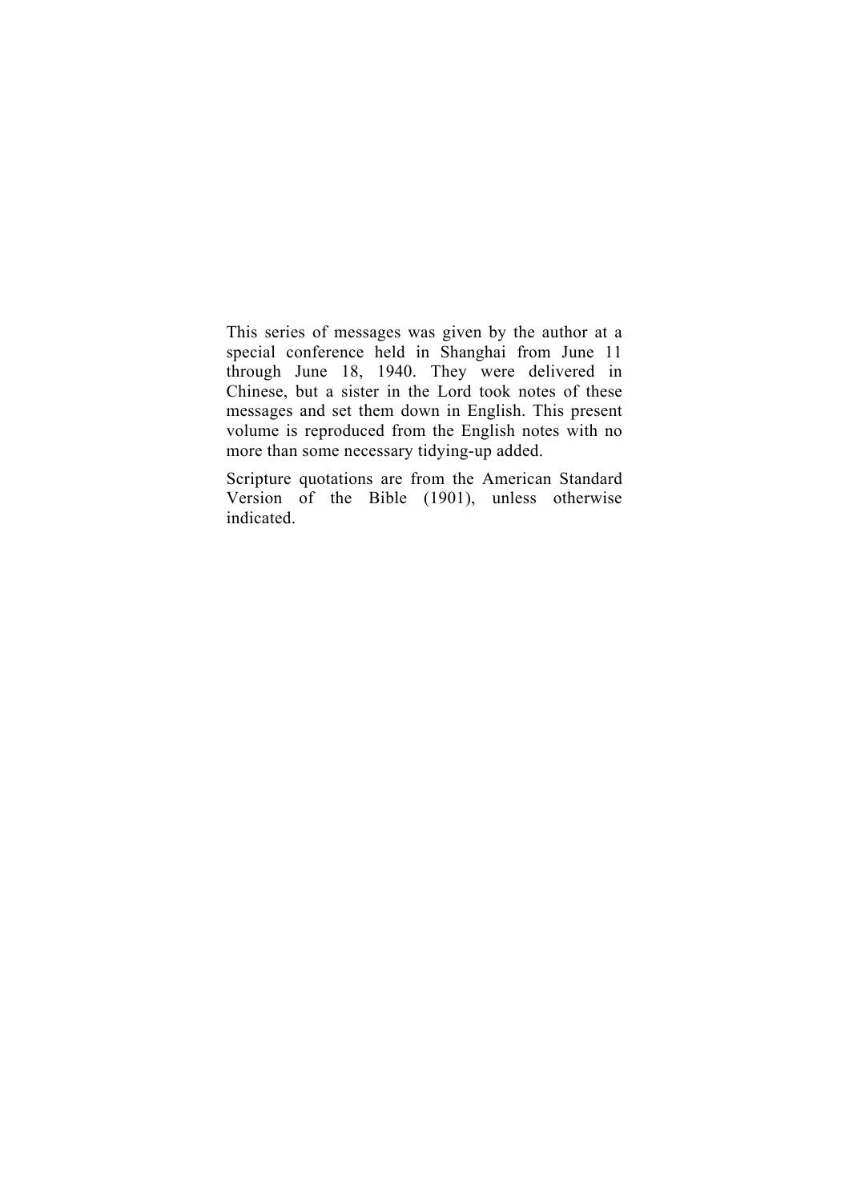This series of messages was given by the author at a special conference held in Shanghai from June 11 through June 18, 1940. They were delivered in Chinese, but a sister in the Lord took notes of these messages and set them down in English. This present volume is reproduced from the English notes with no more than some necessary tidying-up added.

Scripture quotations are from the American Standard Version of the Bible (1901), unless otherwise indicated.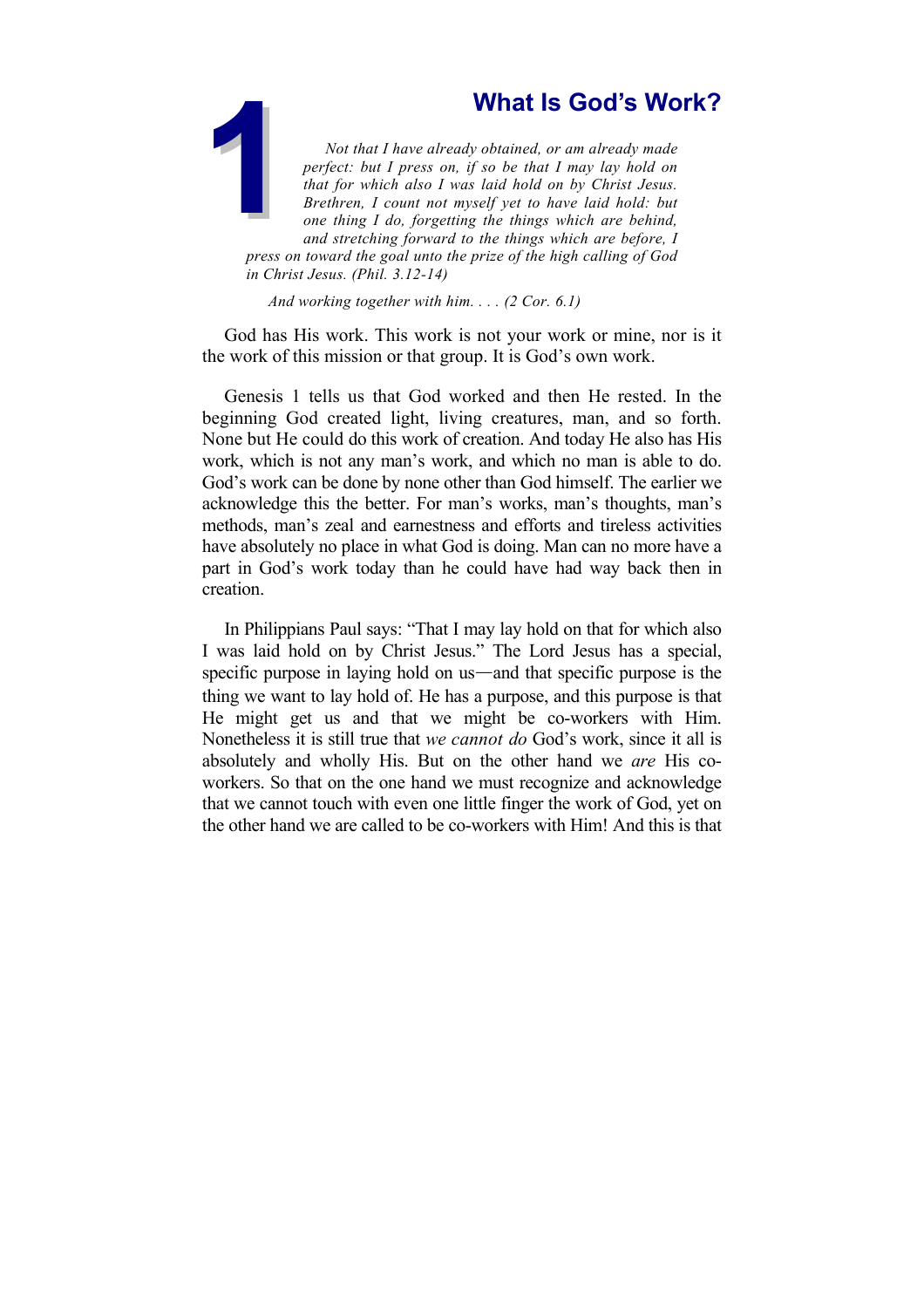# 1 What Is God's Work?

*Not that I have already obtained, or am already made perfect: but I press on, if so be that I may lay hold on that for which also I was laid hold on by Christ Jesus. Brethren, I count not myself yet to have laid hold: but one thing I do, forgetting the things which are behind, and stretching forward to the things which are before, I press on toward the goal unto the prize of the high calling of God in Christ Jesus. (Phil. 3.12-14)*

*And working together with him. . . . (2 Cor. 6.1)*

God has His work. This work is not your work or mine, nor is it the work of this mission or that group. It is God's own work.

Genesis 1 tells us that God worked and then He rested. In the beginning God created light, living creatures, man, and so forth. None but He could do this work of creation. And today He also has His work, which is not any man's work, and which no man is able to do. God's work can be done by none other than God himself. The earlier we acknowledge this the better. For man's works, man's thoughts, man's methods, man's zeal and earnestness and efforts and tireless activities have absolutely no place in what God is doing. Man can no more have a part in God's work today than he could have had way back then in creation.

In Philippians Paul says: "That I may lay hold on that for which also I was laid hold on by Christ Jesus." The Lord Jesus has a special, specific purpose in laying hold on us—and that specific purpose is the thing we want to lay hold of. He has a purpose, and this purpose is that He might get us and that we might be co-workers with Him. Nonetheless it is still true that *we cannot do* God's work, since it all is absolutely and wholly His. But on the other hand we *are* His co-workers. So that on the one hand we must recognize and acknowledge that we cannot touch with even one little finger the work of God, yet on the other hand we are called to be co-workers with Him! And this is that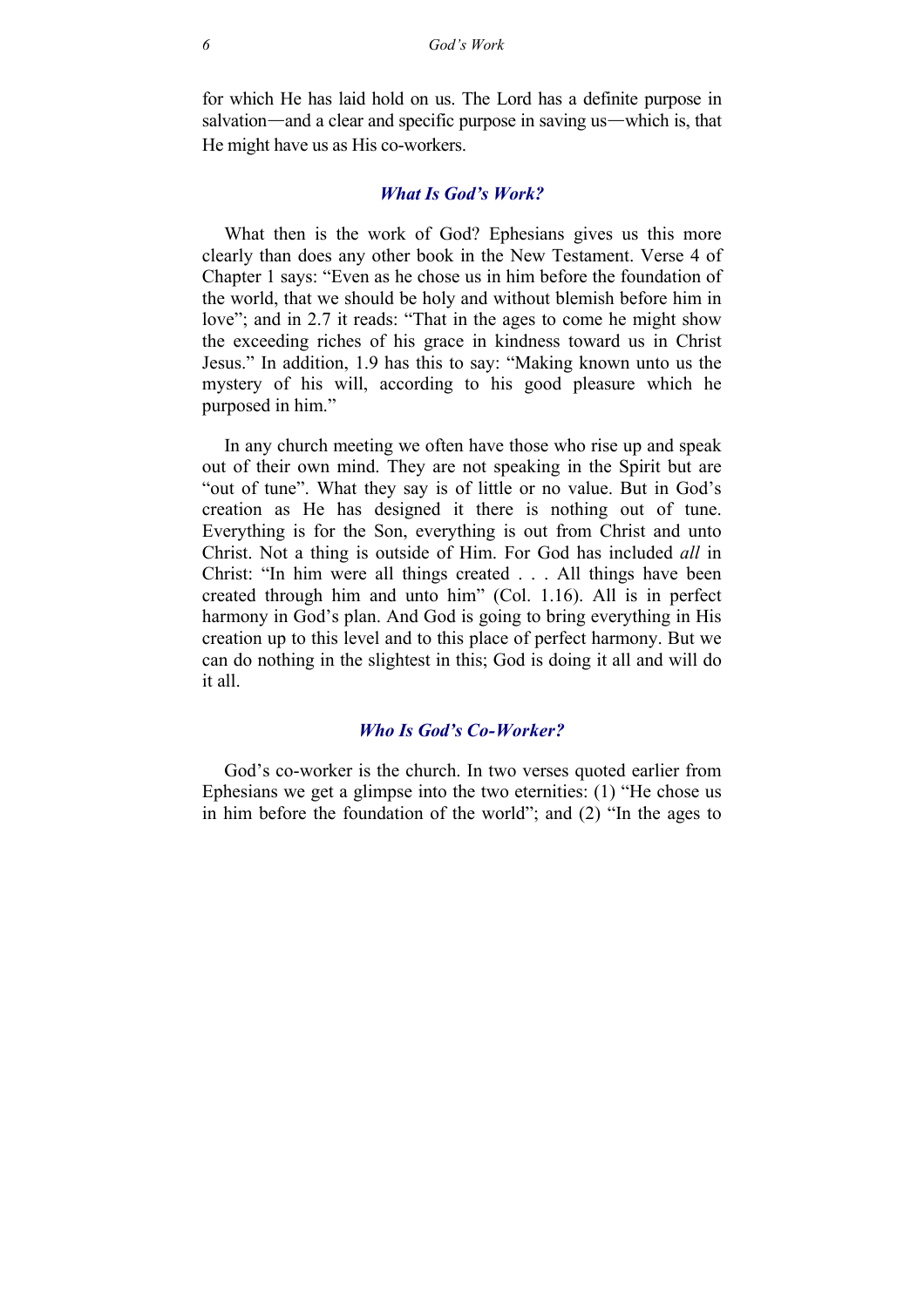for which He has laid hold on us. The Lord has a definite purpose in salvation—and a clear and specific purpose in saving us—which is, that He might have us as His co-workers.

### *What Is God's Work?*

What then is the work of God? Ephesians gives us this more clearly than does any other book in the New Testament. Verse 4 of Chapter 1 says: "Even as he chose us in him before the foundation of the world, that we should be holy and without blemish before him in love"; and in 2.7 it reads: "That in the ages to come he might show the exceeding riches of his grace in kindness toward us in Christ Jesus." In addition, 1.9 has this to say: "Making known unto us the mystery of his will, according to his good pleasure which he purposed in him."

In any church meeting we often have those who rise up and speak out of their own mind. They are not speaking in the Spirit but are "out of tune". What they say is of little or no value. But in God's creation as He has designed it there is nothing out of tune. Everything is for the Son, everything is out from Christ and unto Christ. Not a thing is outside of Him. For God has included *all* in Christ: "In him were all things created . . . All things have been created through him and unto him" (Col. 1.16). All is in perfect harmony in God's plan. And God is going to bring everything in His creation up to this level and to this place of perfect harmony. But we can do nothing in the slightest in this; God is doing it all and will do it all.

### *Who Is God's Co-Worker?*

God's co-worker is the church. In two verses quoted earlier from Ephesians we get a glimpse into the two eternities: (1) "He chose us in him before the foundation of the world"; and (2) "In the ages to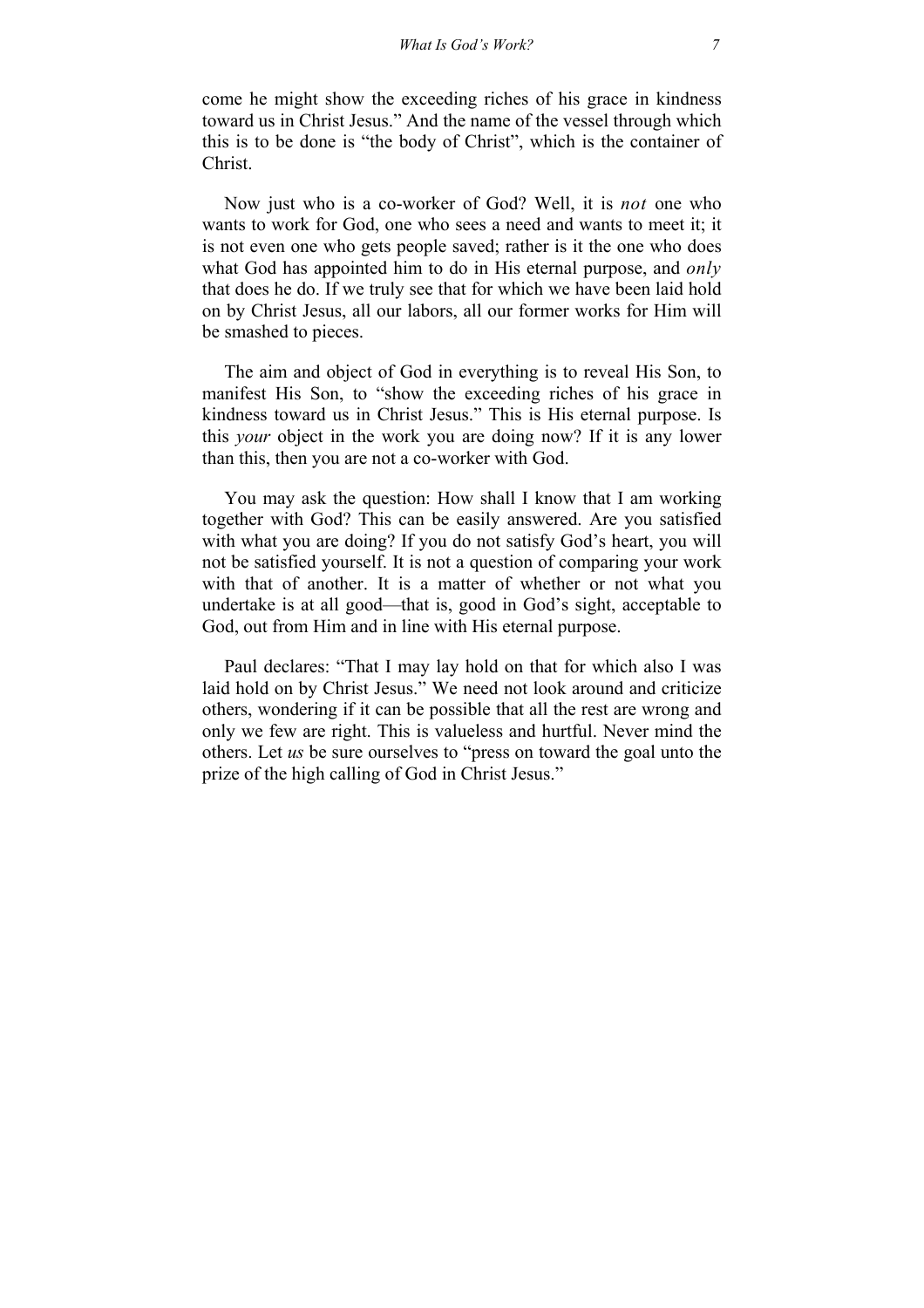come he might show the exceeding riches of his grace in kindness toward us in Christ Jesus." And the name of the vessel through which this is to be done is "the body of Christ", which is the container of Christ.

Now just who is a co-worker of God? Well, it is *not* one who wants to work for God, one who sees a need and wants to meet it; it is not even one who gets people saved; rather is it the one who does what God has appointed him to do in His eternal purpose, and *only* that does he do. If we truly see that for which we have been laid hold on by Christ Jesus, all our labors, all our former works for Him will be smashed to pieces.

The aim and object of God in everything is to reveal His Son, to manifest His Son, to "show the exceeding riches of his grace in kindness toward us in Christ Jesus." This is His eternal purpose. Is this *your* object in the work you are doing now? If it is any lower than this, then you are not a co-worker with God.

You may ask the question: How shall I know that I am working together with God? This can be easily answered. Are you satisfied with what you are doing? If you do not satisfy God's heart, you will not be satisfied yourself. It is not a question of comparing your work with that of another. It is a matter of whether or not what you undertake is at all good—that is, good in God's sight, acceptable to God, out from Him and in line with His eternal purpose.

Paul declares: "That I may lay hold on that for which also I was laid hold on by Christ Jesus." We need not look around and criticize others, wondering if it can be possible that all the rest are wrong and only we few are right. This is valueless and hurtful. Never mind the others. Let *us* be sure ourselves to "press on toward the goal unto the prize of the high calling of God in Christ Jesus."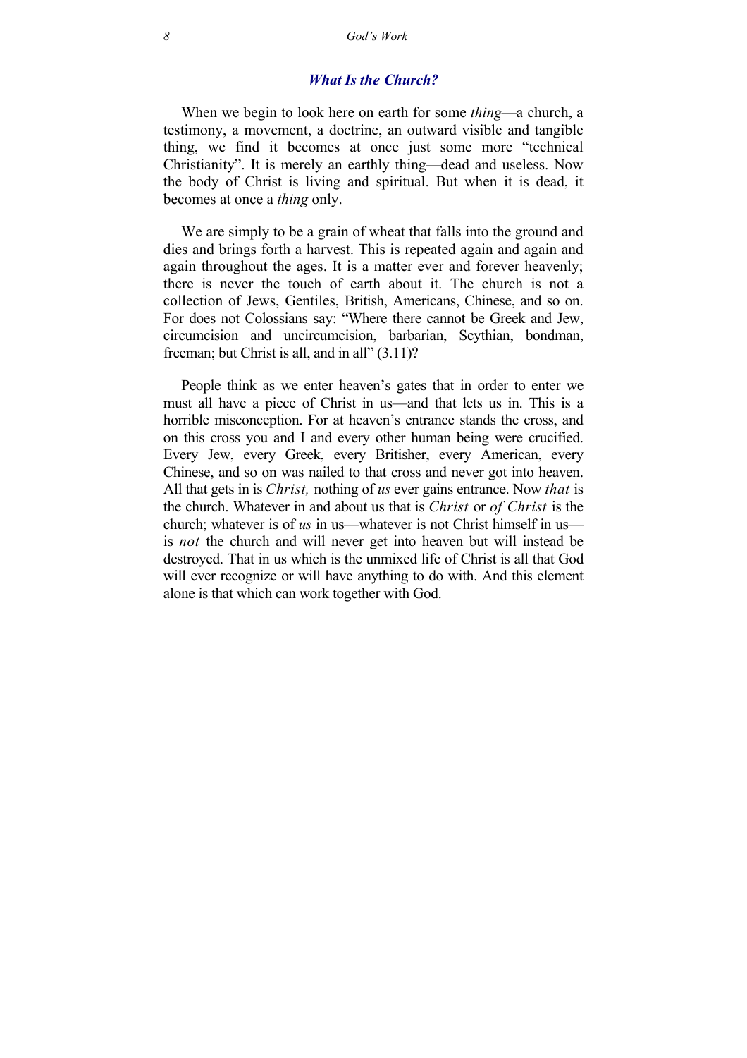## *What Is the Church?*

When we begin to look here on earth for some *thing*—a church, a testimony, a movement, a doctrine, an outward visible and tangible thing, we find it becomes at once just some more "technical Christianity". It is merely an earthly thing—dead and useless. Now the body of Christ is living and spiritual. But when it is dead, it becomes at once a *thing* only.

We are simply to be a grain of wheat that falls into the ground and dies and brings forth a harvest. This is repeated again and again and again throughout the ages. It is a matter ever and forever heavenly; there is never the touch of earth about it. The church is not a collection of Jews, Gentiles, British, Americans, Chinese, and so on. For does not Colossians say: "Where there cannot be Greek and Jew, circumcision and uncircumcision, barbarian, Scythian, bondman, freeman; but Christ is all, and in all" (3.11)?

People think as we enter heaven's gates that in order to enter we must all have a piece of Christ in us—and that lets us in. This is a horrible misconception. For at heaven's entrance stands the cross, and on this cross you and I and every other human being were crucified. Every Jew, every Greek, every Britisher, every American, every Chinese, and so on was nailed to that cross and never got into heaven. All that gets in is *Christ,* nothing of *us* ever gains entrance. Now *that* is the church. Whatever in and about us that is *Christ* or *of Christ* is the church; whatever is of *us* in us—whatever is not Christ himself in us—is *not* the church and will never get into heaven but will instead be destroyed. That in us which is the unmixed life of Christ is all that God will ever recognize or will have anything to do with. And this element alone is that which can work together with God.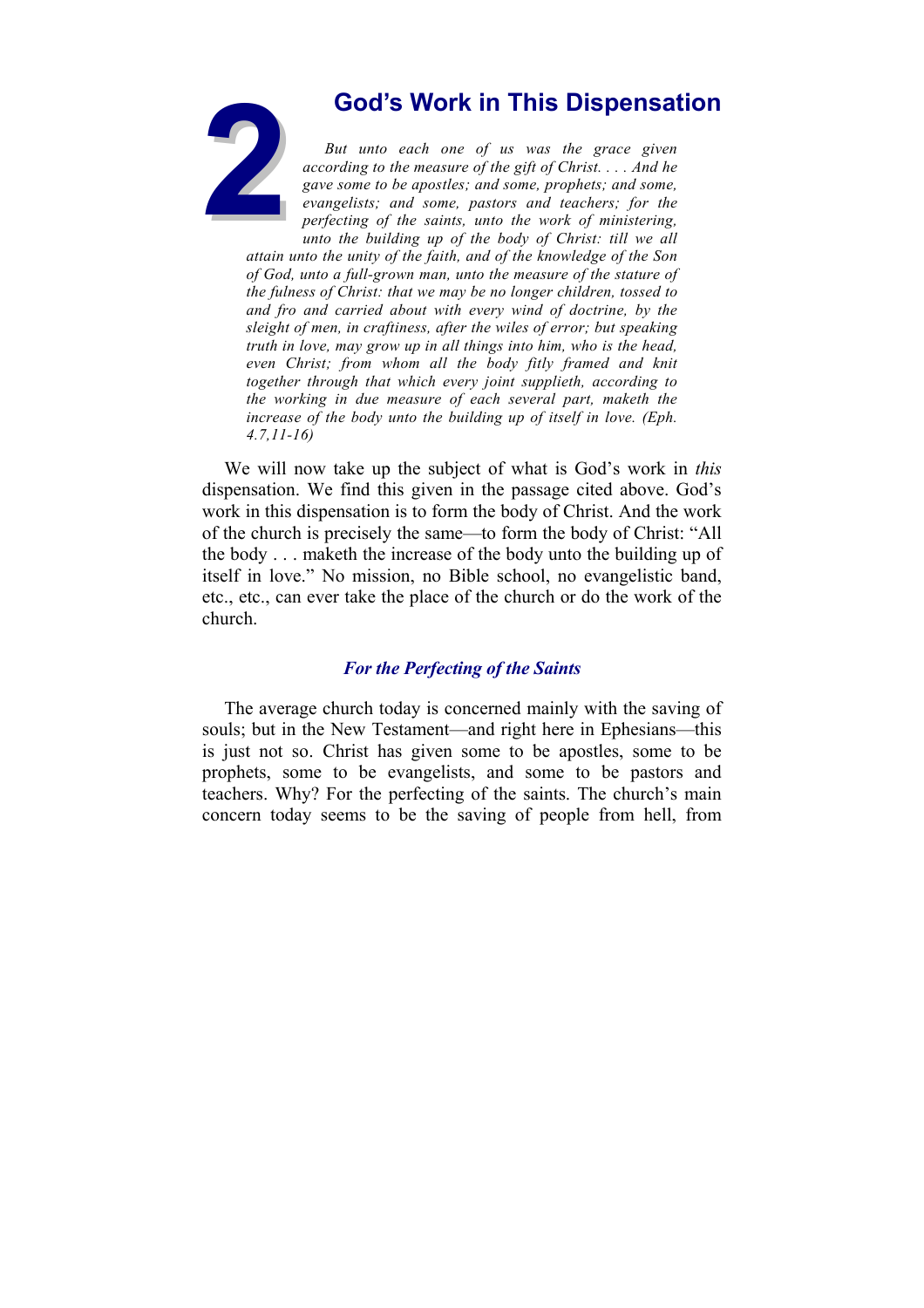# 2 God's Work in This Dispensation

*But unto each one of us was the grace given according to the measure of the gift of Christ. . . . And he gave some to be apostles; and some, prophets; and some, evangelists; and some, pastors and teachers; for the perfecting of the saints, unto the work of ministering, unto the building up of the body of Christ: till we all attain unto the unity of the faith, and of the knowledge of the Son of God, unto a full-grown man, unto the measure of the stature of the fulness of Christ: that we may be no longer children, tossed to and fro and carried about with every wind of doctrine, by the sleight of men, in craftiness, after the wiles of error; but speaking truth in love, may grow up in all things into him, who is the head, even Christ; from whom all the body fitly framed and knit together through that which every joint supplieth, according to the working in due measure of each several part, maketh the increase of the body unto the building up of itself in love. (Eph. 4.7,11-16)*

We will now take up the subject of what is God's work in *this* dispensation. We find this given in the passage cited above. God's work in this dispensation is to form the body of Christ. And the work of the church is precisely the same—to form the body of Christ: "All the body . . . maketh the increase of the body unto the building up of itself in love." No mission, no Bible school, no evangelistic band, etc., etc., can ever take the place of the church or do the work of the church.

### *For the Perfecting of the Saints*

The average church today is concerned mainly with the saving of souls; but in the New Testament—and right here in Ephesians—this is just not so. Christ has given some to be apostles, some to be prophets, some to be evangelists, and some to be pastors and teachers. Why? For the perfecting of the saints. The church's main concern today seems to be the saving of people from hell, from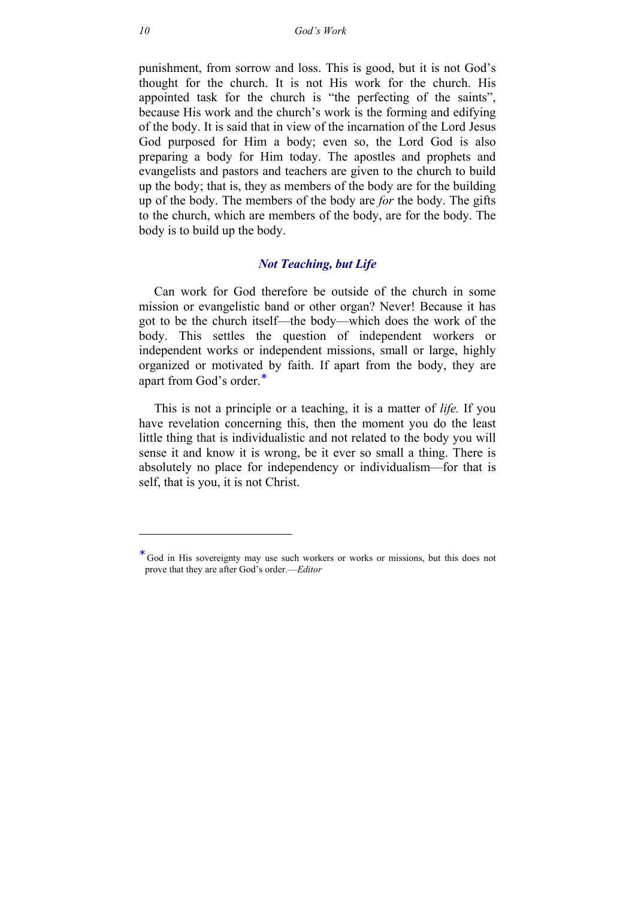punishment, from sorrow and loss. This is good, but it is not God's thought for the church. It is not His work for the church. His appointed task for the church is "the perfecting of the saints", because His work and the church's work is the forming and edifying of the body. It is said that in view of the incarnation of the Lord Jesus God purposed for Him a body; even so, the Lord God is also preparing a body for Him today. The apostles and prophets and evangelists and pastors and teachers are given to the church to build up the body; that is, they as members of the body are for the building up of the body. The members of the body are *for* the body. The gifts to the church, which are members of the body, are for the body. The body is to build up the body.

### *Not Teaching, but Life*

Can work for God therefore be outside of the church in some mission or evangelistic band or other organ? Never! Because it has got to be the church itself—the body—which does the work of the body. This settles the question of independent workers or independent works or independent missions, small or large, highly organized or motivated by faith. If apart from the body, they are apart from God's order.*

This is not a principle or a teaching, it is a matter of *life.* If you have revelation concerning this, then the moment you do the least little thing that is individualistic and not related to the body you will sense it and know it is wrong, be it ever so small a thing. There is absolutely no place for independency or individualism—for that is self, that is you, it is not Christ.

---

* God in His sovereignty may use such workers or works or missions, but this does not prove that they are after God's order.—*Editor*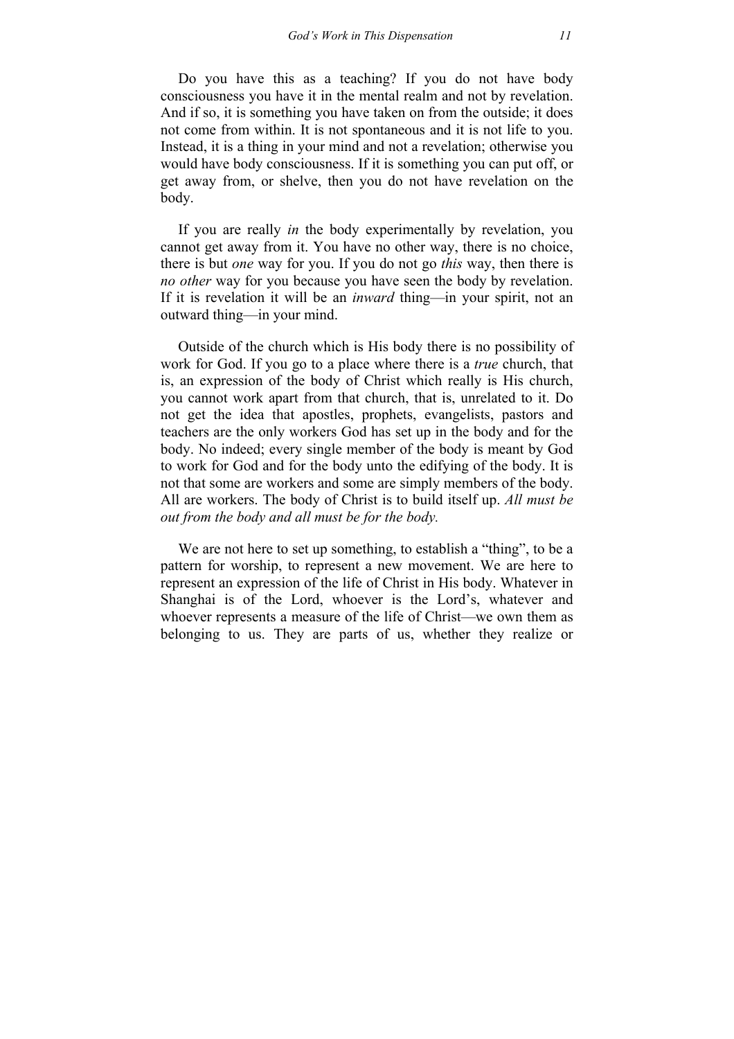Do you have this as a teaching? If you do not have body consciousness you have it in the mental realm and not by revelation. And if so, it is something you have taken on from the outside; it does not come from within. It is not spontaneous and it is not life to you. Instead, it is a thing in your mind and not a revelation; otherwise you would have body consciousness. If it is something you can put off, or get away from, or shelve, then you do not have revelation on the body.

If you are really *in* the body experimentally by revelation, you cannot get away from it. You have no other way, there is no choice, there is but *one* way for you. If you do not go *this* way, then there is *no other* way for you because you have seen the body by revelation. If it is revelation it will be an *inward* thing—in your spirit, not an outward thing—in your mind.

Outside of the church which is His body there is no possibility of work for God. If you go to a place where there is a *true* church, that is, an expression of the body of Christ which really is His church, you cannot work apart from that church, that is, unrelated to it. Do not get the idea that apostles, prophets, evangelists, pastors and teachers are the only workers God has set up in the body and for the body. No indeed; every single member of the body is meant by God to work for God and for the body unto the edifying of the body. It is not that some are workers and some are simply members of the body. All are workers. The body of Christ is to build itself up. *All must be out from the body and all must be for the body.*

We are not here to set up something, to establish a "thing", to be a pattern for worship, to represent a new movement. We are here to represent an expression of the life of Christ in His body. Whatever in Shanghai is of the Lord, whoever is the Lord's, whatever and whoever represents a measure of the life of Christ—we own them as belonging to us. They are parts of us, whether they realize or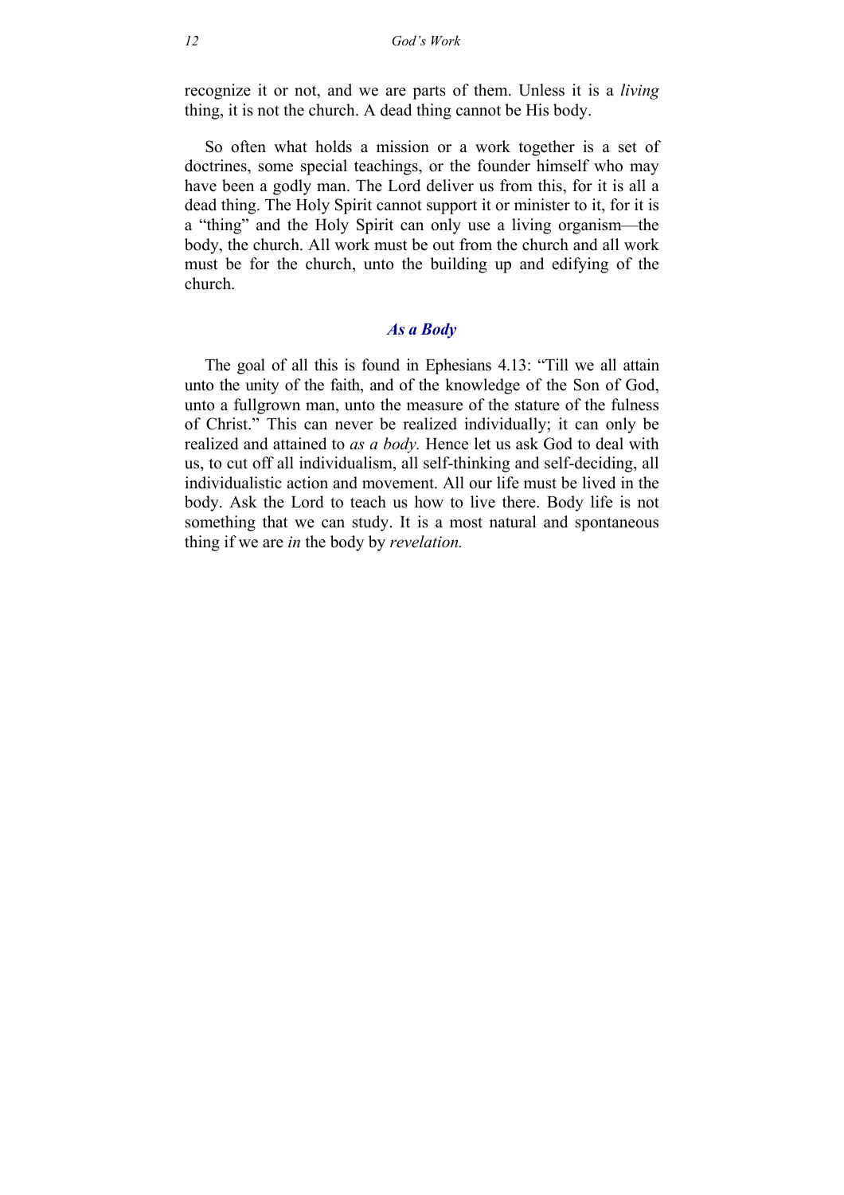recognize it or not, and we are parts of them. Unless it is a *living* thing, it is not the church. A dead thing cannot be His body.

So often what holds a mission or a work together is a set of doctrines, some special teachings, or the founder himself who may have been a godly man. The Lord deliver us from this, for it is all a dead thing. The Holy Spirit cannot support it or minister to it, for it is a "thing" and the Holy Spirit can only use a living organism—the body, the church. All work must be out from the church and all work must be for the church, unto the building up and edifying of the church.

### *As a Body*

The goal of all this is found in Ephesians 4.13: "Till we all attain unto the unity of the faith, and of the knowledge of the Son of God, unto a fullgrown man, unto the measure of the stature of the fulness of Christ." This can never be realized individually; it can only be realized and attained to *as a body.* Hence let us ask God to deal with us, to cut off all individualism, all self-thinking and self-deciding, all individualistic action and movement. All our life must be lived in the body. Ask the Lord to teach us how to live there. Body life is not something that we can study. It is a most natural and spontaneous thing if we are *in* the body by *revelation.*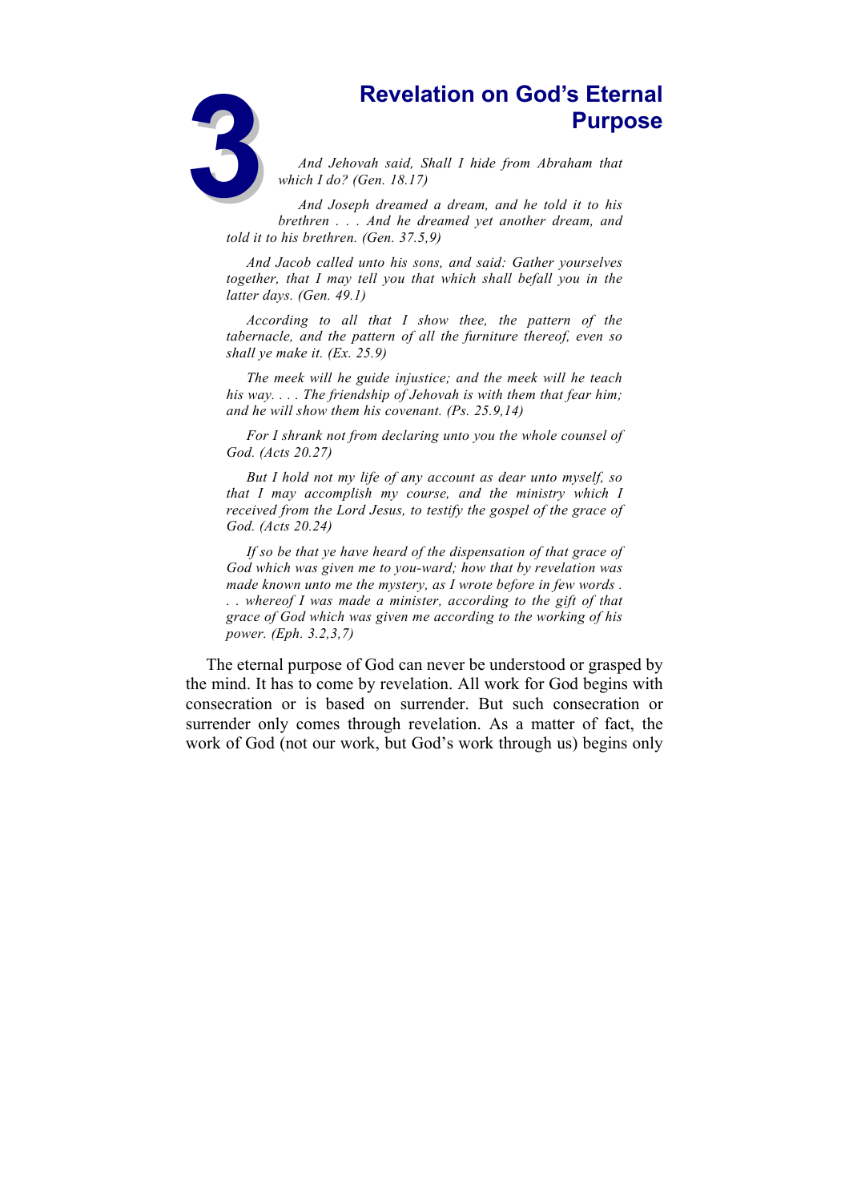# 3 Revelation on God's Eternal Purpose

*And Jehovah said, Shall I hide from Abraham that which I do? (Gen. 18.17)*

*And Joseph dreamed a dream, and he told it to his brethren . . . And he dreamed yet another dream, and told it to his brethren. (Gen. 37.5,9)*

*And Jacob called unto his sons, and said: Gather yourselves together, that I may tell you that which shall befall you in the latter days. (Gen. 49.1)*

*According to all that I show thee, the pattern of the tabernacle, and the pattern of all the furniture thereof, even so shall ye make it. (Ex. 25.9)*

*The meek will he guide injustice; and the meek will he teach his way. . . . The friendship of Jehovah is with them that fear him; and he will show them his covenant. (Ps. 25.9,14)*

*For I shrank not from declaring unto you the whole counsel of God. (Acts 20.27)*

*But I hold not my life of any account as dear unto myself, so that I may accomplish my course, and the ministry which I received from the Lord Jesus, to testify the gospel of the grace of God. (Acts 20.24)*

*If so be that ye have heard of the dispensation of that grace of God which was given me to you-ward; how that by revelation was made known unto me the mystery, as I wrote before in few words . . . whereof I was made a minister, according to the gift of that grace of God which was given me according to the working of his power. (Eph. 3.2,3,7)*

The eternal purpose of God can never be understood or grasped by the mind. It has to come by revelation. All work for God begins with consecration or is based on surrender. But such consecration or surrender only comes through revelation. As a matter of fact, the work of God (not our work, but God's work through us) begins only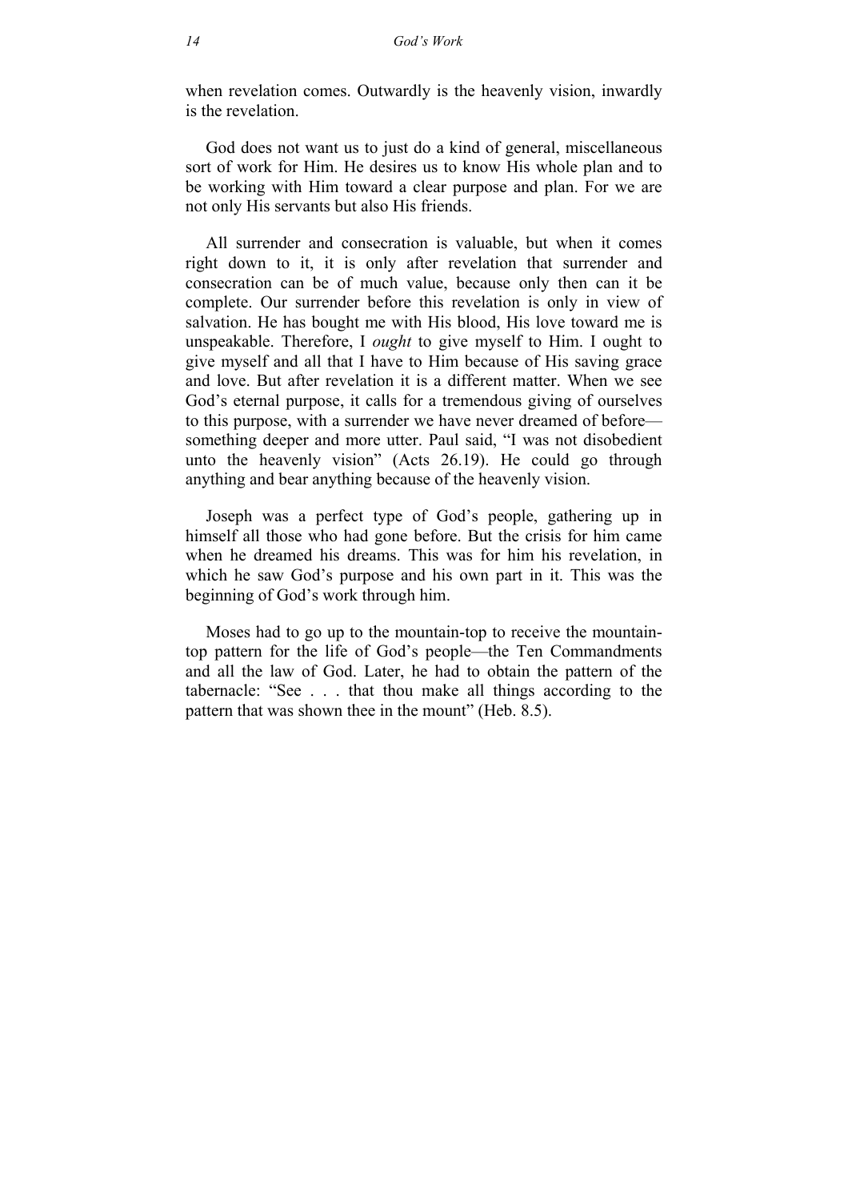when revelation comes. Outwardly is the heavenly vision, inwardly is the revelation.

God does not want us to just do a kind of general, miscellaneous sort of work for Him. He desires us to know His whole plan and to be working with Him toward a clear purpose and plan. For we are not only His servants but also His friends.

All surrender and consecration is valuable, but when it comes right down to it, it is only after revelation that surrender and consecration can be of much value, because only then can it be complete. Our surrender before this revelation is only in view of salvation. He has bought me with His blood, His love toward me is unspeakable. Therefore, I *ought* to give myself to Him. I ought to give myself and all that I have to Him because of His saving grace and love. But after revelation it is a different matter. When we see God's eternal purpose, it calls for a tremendous giving of ourselves to this purpose, with a surrender we have never dreamed of before—something deeper and more utter. Paul said, "I was not disobedient unto the heavenly vision" (Acts 26.19). He could go through anything and bear anything because of the heavenly vision.

Joseph was a perfect type of God's people, gathering up in himself all those who had gone before. But the crisis for him came when he dreamed his dreams. This was for him his revelation, in which he saw God's purpose and his own part in it. This was the beginning of God's work through him.

Moses had to go up to the mountain-top to receive the mountain-top pattern for the life of God's people—the Ten Commandments and all the law of God. Later, he had to obtain the pattern of the tabernacle: "See . . . that thou make all things according to the pattern that was shown thee in the mount" (Heb. 8.5).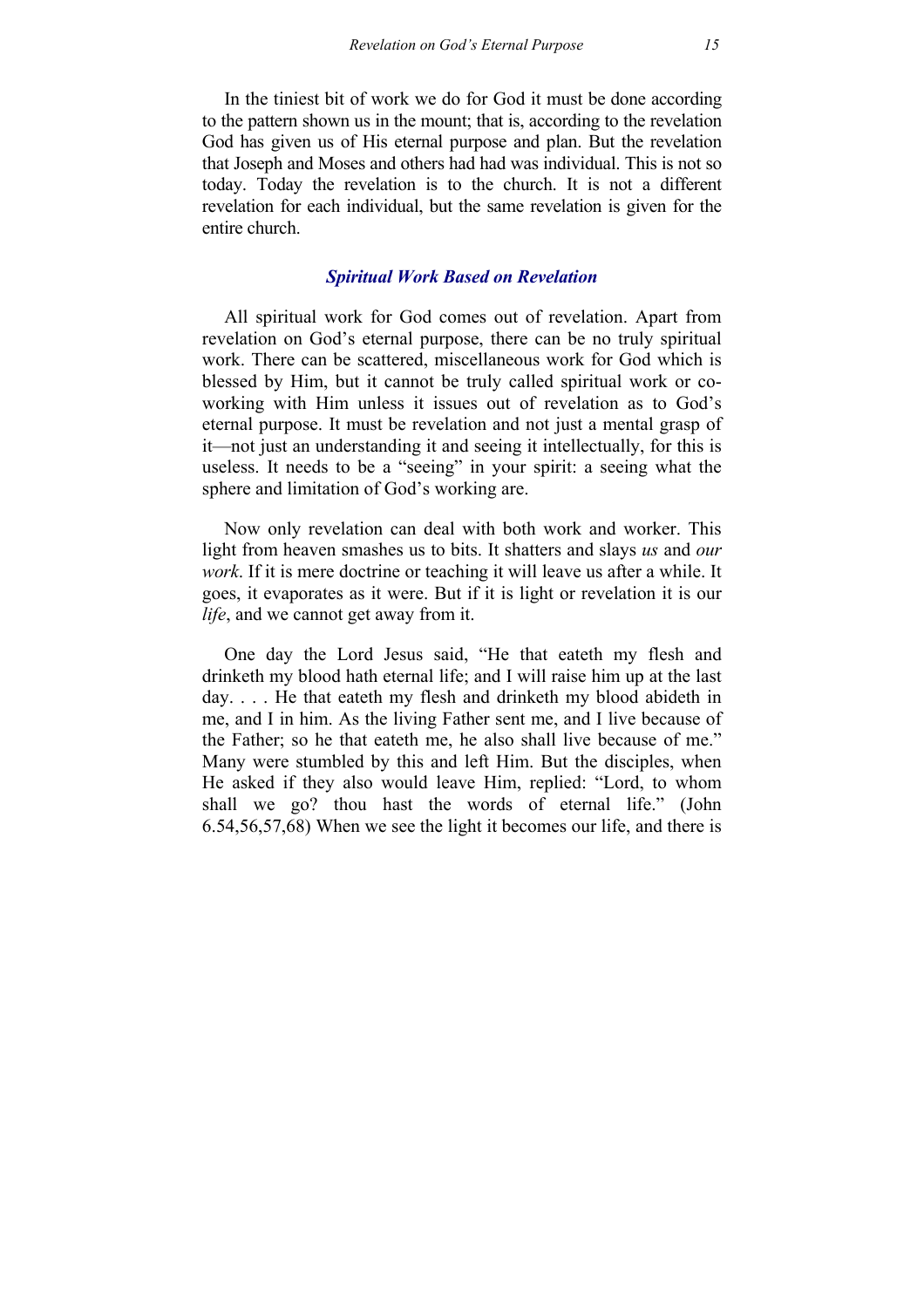In the tiniest bit of work we do for God it must be done according to the pattern shown us in the mount; that is, according to the revelation God has given us of His eternal purpose and plan. But the revelation that Joseph and Moses and others had had was individual. This is not so today. Today the revelation is to the church. It is not a different revelation for each individual, but the same revelation is given for the entire church.

### *Spiritual Work Based on Revelation*

All spiritual work for God comes out of revelation. Apart from revelation on God's eternal purpose, there can be no truly spiritual work. There can be scattered, miscellaneous work for God which is blessed by Him, but it cannot be truly called spiritual work or co-working with Him unless it issues out of revelation as to God's eternal purpose. It must be revelation and not just a mental grasp of it—not just an understanding it and seeing it intellectually, for this is useless. It needs to be a "seeing" in your spirit: a seeing what the sphere and limitation of God's working are.

Now only revelation can deal with both work and worker. This light from heaven smashes us to bits. It shatters and slays *us* and *our work*. If it is mere doctrine or teaching it will leave us after a while. It goes, it evaporates as it were. But if it is light or revelation it is our *life*, and we cannot get away from it.

One day the Lord Jesus said, "He that eateth my flesh and drinketh my blood hath eternal life; and I will raise him up at the last day. . . . He that eateth my flesh and drinketh my blood abideth in me, and I in him. As the living Father sent me, and I live because of the Father; so he that eateth me, he also shall live because of me." Many were stumbled by this and left Him. But the disciples, when He asked if they also would leave Him, replied: "Lord, to whom shall we go? thou hast the words of eternal life." (John 6.54,56,57,68) When we see the light it becomes our life, and there is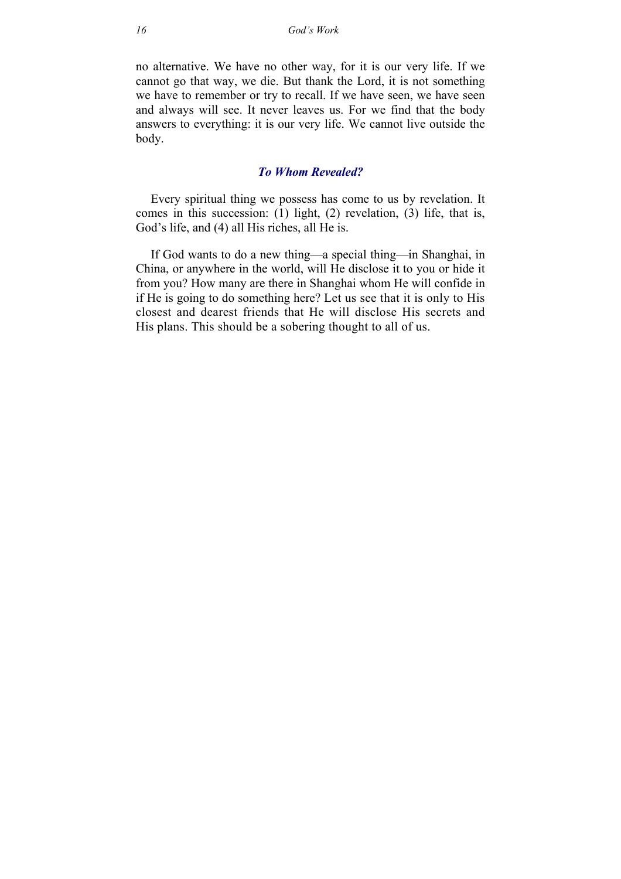no alternative. We have no other way, for it is our very life. If we cannot go that way, we die. But thank the Lord, it is not something we have to remember or try to recall. If we have seen, we have seen and always will see. It never leaves us. For we find that the body answers to everything: it is our very life. We cannot live outside the body.

### *To Whom Revealed?*

Every spiritual thing we possess has come to us by revelation. It comes in this succession: (1) light, (2) revelation, (3) life, that is, God's life, and (4) all His riches, all He is.

If God wants to do a new thing—a special thing—in Shanghai, in China, or anywhere in the world, will He disclose it to you or hide it from you? How many are there in Shanghai whom He will confide in if He is going to do something here? Let us see that it is only to His closest and dearest friends that He will disclose His secrets and His plans. This should be a sobering thought to all of us.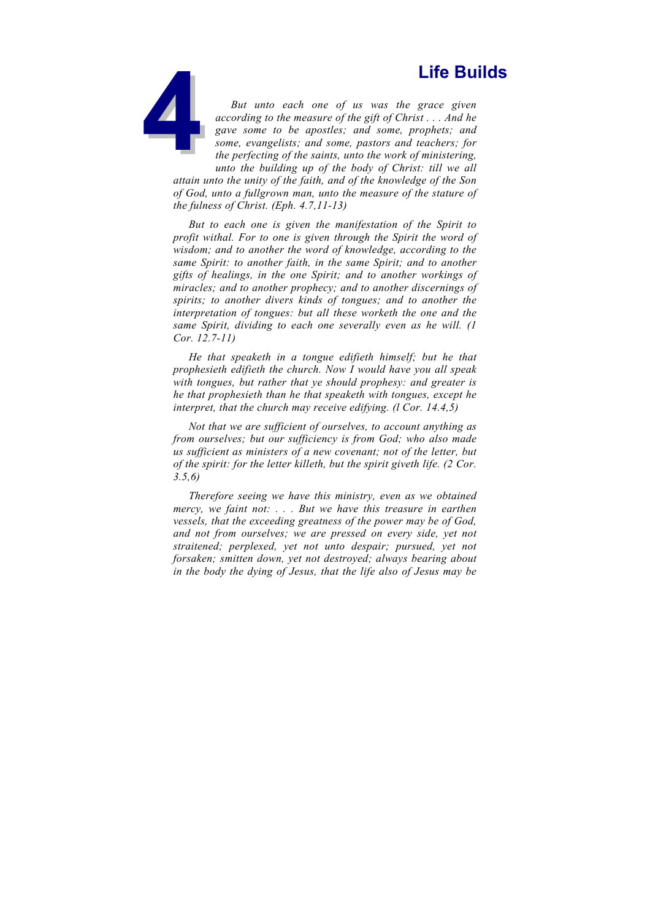# 4 Life Builds

*But unto each one of us was the grace given according to the measure of the gift of Christ . . . And he gave some to be apostles; and some, prophets; and some, evangelists; and some, pastors and teachers; for the perfecting of the saints, unto the work of ministering, unto the building up of the body of Christ: till we all attain unto the unity of the faith, and of the knowledge of the Son of God, unto a fullgrown man, unto the measure of the stature of the fulness of Christ. (Eph. 4.7,11-13)*

*But to each one is given the manifestation of the Spirit to profit withal. For to one is given through the Spirit the word of wisdom; and to another the word of knowledge, according to the same Spirit: to another faith, in the same Spirit; and to another gifts of healings, in the one Spirit; and to another workings of miracles; and to another prophecy; and to another discernings of spirits; to another divers kinds of tongues; and to another the interpretation of tongues: but all these worketh the one and the same Spirit, dividing to each one severally even as he will. (1 Cor. 12.7-11)*

*He that speaketh in a tongue edifieth himself; but he that prophesieth edifieth the church. Now I would have you all speak with tongues, but rather that ye should prophesy: and greater is he that prophesieth than he that speaketh with tongues, except he interpret, that the church may receive edifying. (l Cor. 14.4,5)*

*Not that we are sufficient of ourselves, to account anything as from ourselves; but our sufficiency is from God; who also made us sufficient as ministers of a new covenant; not of the letter, but of the spirit: for the letter killeth, but the spirit giveth life. (2 Cor. 3.5,6)*

*Therefore seeing we have this ministry, even as we obtained mercy, we faint not: . . . But we have this treasure in earthen vessels, that the exceeding greatness of the power may be of God, and not from ourselves; we are pressed on every side, yet not straitened; perplexed, yet not unto despair; pursued, yet not forsaken; smitten down, yet not destroyed; always bearing about in the body the dying of Jesus, that the life also of Jesus may be*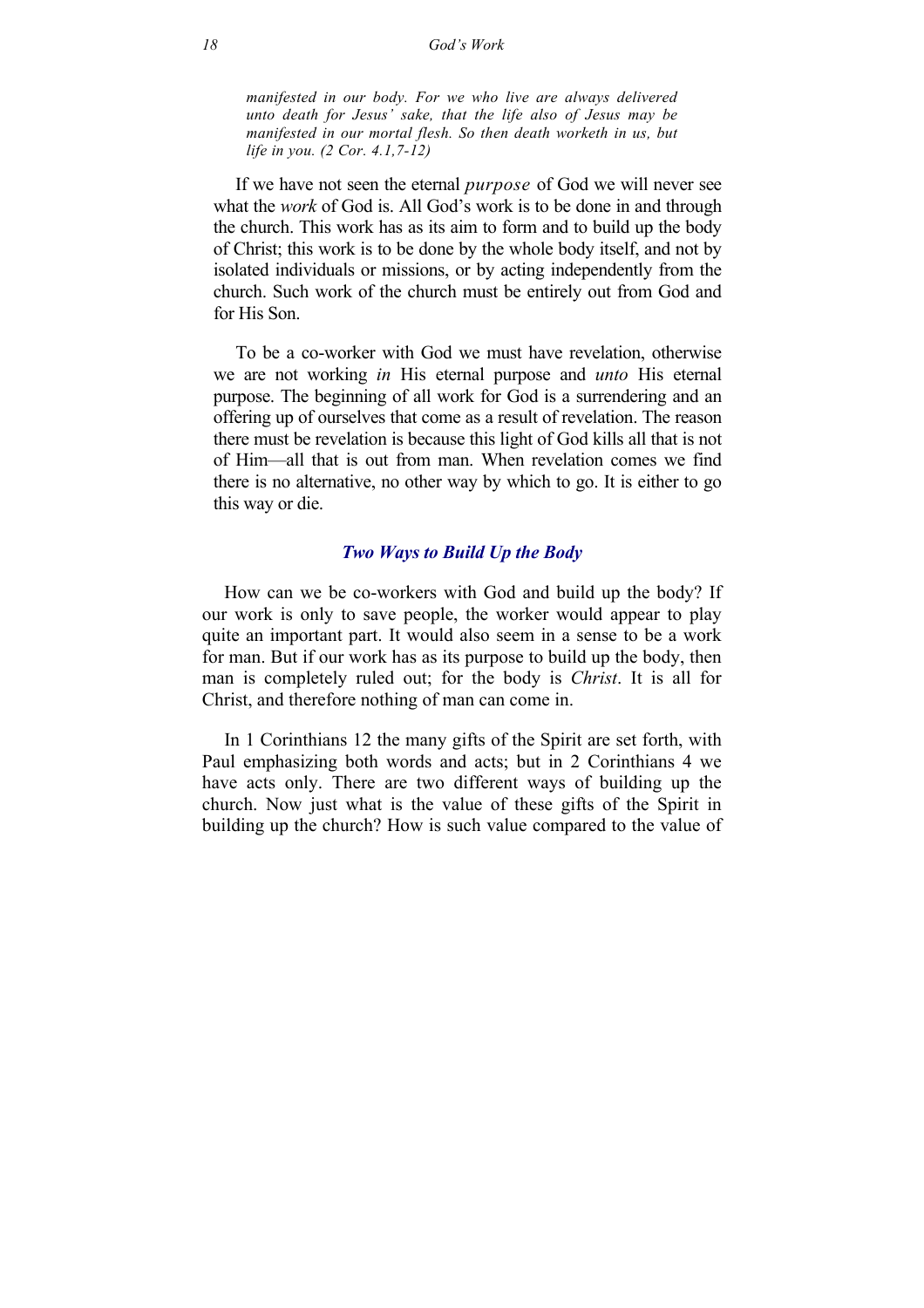*manifested in our body. For we who live are always delivered unto death for Jesus' sake, that the life also of Jesus may be manifested in our mortal flesh. So then death worketh in us, but life in you. (2 Cor. 4.1,7-12)*

If we have not seen the eternal *purpose* of God we will never see what the *work* of God is. All God's work is to be done in and through the church. This work has as its aim to form and to build up the body of Christ; this work is to be done by the whole body itself, and not by isolated individuals or missions, or by acting independently from the church. Such work of the church must be entirely out from God and for His Son.

To be a co-worker with God we must have revelation, otherwise we are not working *in* His eternal purpose and *unto* His eternal purpose. The beginning of all work for God is a surrendering and an offering up of ourselves that come as a result of revelation. The reason there must be revelation is because this light of God kills all that is not of Him—all that is out from man. When revelation comes we find there is no alternative, no other way by which to go. It is either to go this way or die.

## *Two Ways to Build Up the Body*

How can we be co-workers with God and build up the body? If our work is only to save people, the worker would appear to play quite an important part. It would also seem in a sense to be a work for man. But if our work has as its purpose to build up the body, then man is completely ruled out; for the body is *Christ*. It is all for Christ, and therefore nothing of man can come in.

In 1 Corinthians 12 the many gifts of the Spirit are set forth, with Paul emphasizing both words and acts; but in 2 Corinthians 4 we have acts only. There are two different ways of building up the church. Now just what is the value of these gifts of the Spirit in building up the church? How is such value compared to the value of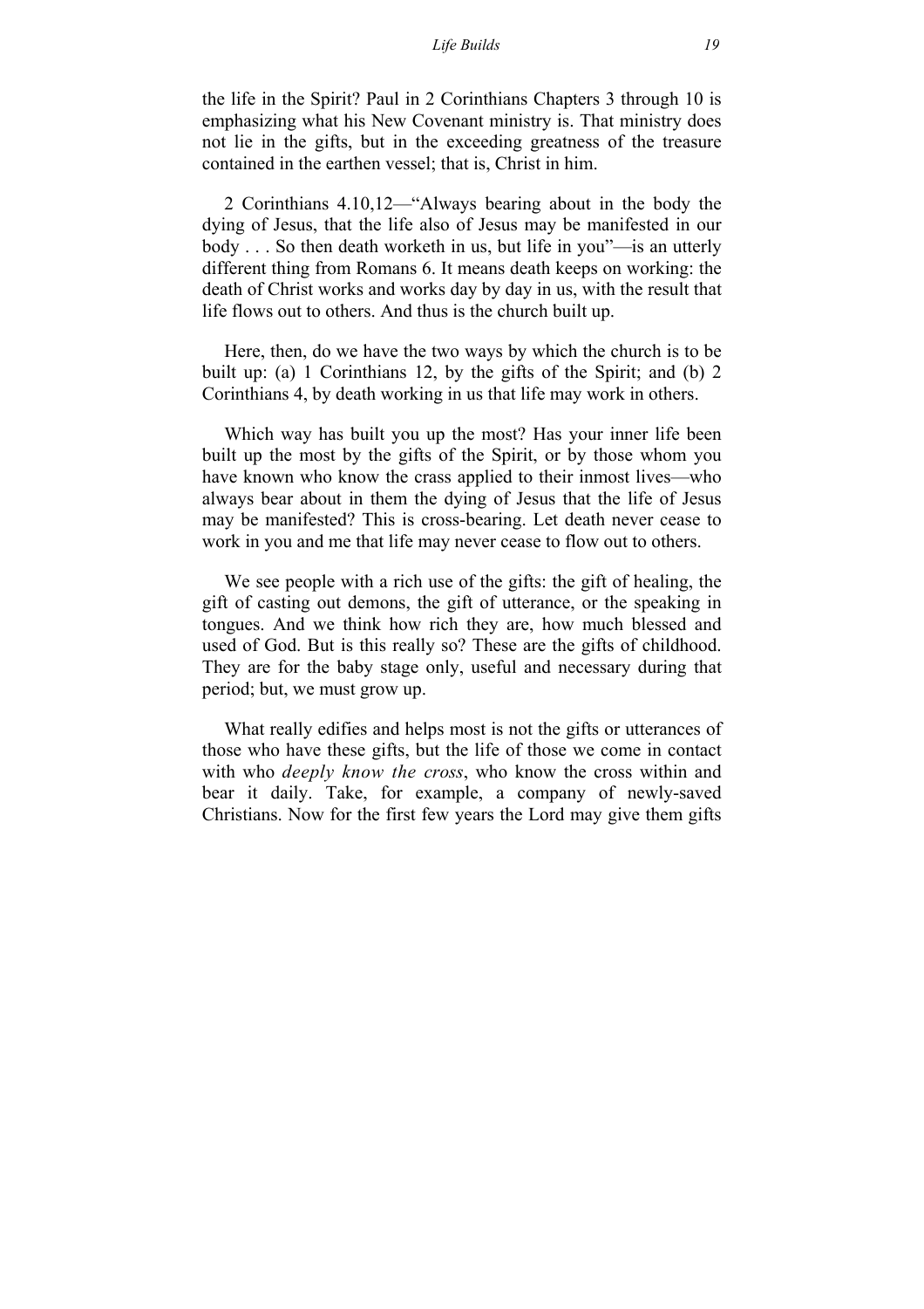the life in the Spirit? Paul in 2 Corinthians Chapters 3 through 10 is emphasizing what his New Covenant ministry is. That ministry does not lie in the gifts, but in the exceeding greatness of the treasure contained in the earthen vessel; that is, Christ in him.

2 Corinthians 4.10,12—"Always bearing about in the body the dying of Jesus, that the life also of Jesus may be manifested in our body . . . So then death worketh in us, but life in you"—is an utterly different thing from Romans 6. It means death keeps on working: the death of Christ works and works day by day in us, with the result that life flows out to others. And thus is the church built up.

Here, then, do we have the two ways by which the church is to be built up: (a) 1 Corinthians 12, by the gifts of the Spirit; and (b) 2 Corinthians 4, by death working in us that life may work in others.

Which way has built you up the most? Has your inner life been built up the most by the gifts of the Spirit, or by those whom you have known who know the crass applied to their inmost lives—who always bear about in them the dying of Jesus that the life of Jesus may be manifested? This is cross-bearing. Let death never cease to work in you and me that life may never cease to flow out to others.

We see people with a rich use of the gifts: the gift of healing, the gift of casting out demons, the gift of utterance, or the speaking in tongues. And we think how rich they are, how much blessed and used of God. But is this really so? These are the gifts of childhood. They are for the baby stage only, useful and necessary during that period; but, we must grow up.

What really edifies and helps most is not the gifts or utterances of those who have these gifts, but the life of those we come in contact with who *deeply know the cross*, who know the cross within and bear it daily. Take, for example, a company of newly-saved Christians. Now for the first few years the Lord may give them gifts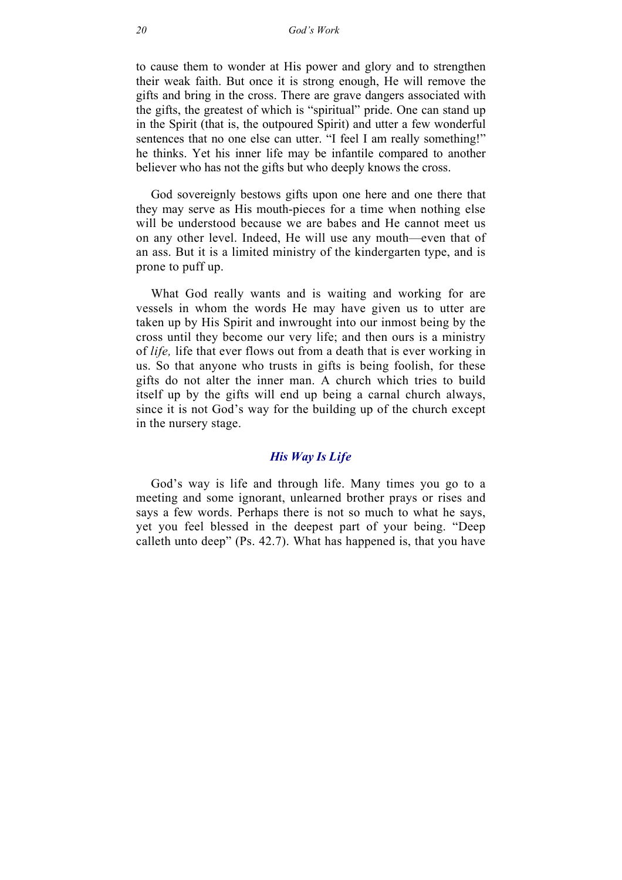to cause them to wonder at His power and glory and to strengthen their weak faith. But once it is strong enough, He will remove the gifts and bring in the cross. There are grave dangers associated with the gifts, the greatest of which is "spiritual" pride. One can stand up in the Spirit (that is, the outpoured Spirit) and utter a few wonderful sentences that no one else can utter. "I feel I am really something!" he thinks. Yet his inner life may be infantile compared to another believer who has not the gifts but who deeply knows the cross.

God sovereignly bestows gifts upon one here and one there that they may serve as His mouth-pieces for a time when nothing else will be understood because we are babes and He cannot meet us on any other level. Indeed, He will use any mouth—even that of an ass. But it is a limited ministry of the kindergarten type, and is prone to puff up.

What God really wants and is waiting and working for are vessels in whom the words He may have given us to utter are taken up by His Spirit and inwrought into our inmost being by the cross until they become our very life; and then ours is a ministry of *life,* life that ever flows out from a death that is ever working in us. So that anyone who trusts in gifts is being foolish, for these gifts do not alter the inner man. A church which tries to build itself up by the gifts will end up being a carnal church always, since it is not God's way for the building up of the church except in the nursery stage.

### *His Way Is Life*

God's way is life and through life. Many times you go to a meeting and some ignorant, unlearned brother prays or rises and says a few words. Perhaps there is not so much to what he says, yet you feel blessed in the deepest part of your being. "Deep calleth unto deep" (Ps. 42.7). What has happened is, that you have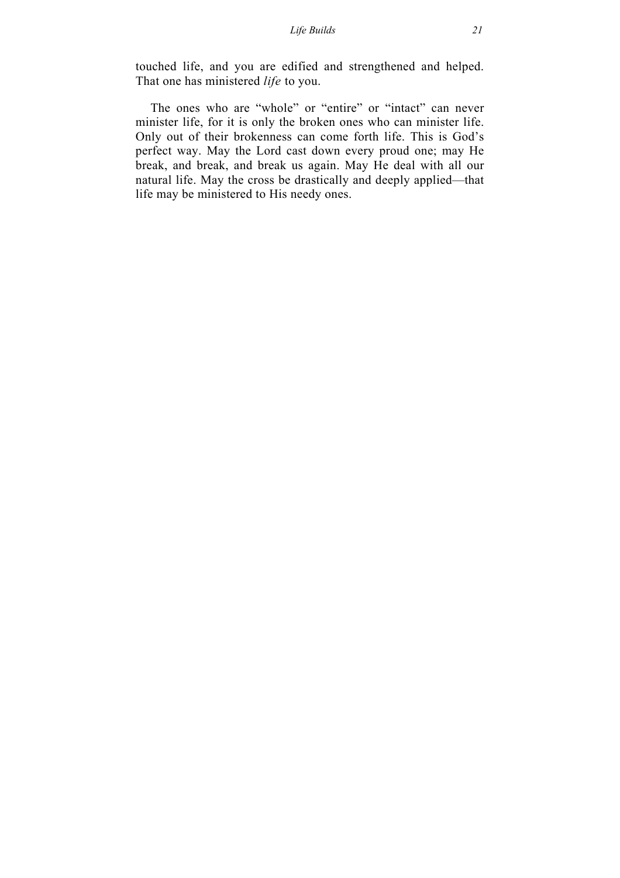touched life, and you are edified and strengthened and helped. That one has ministered *life* to you.

The ones who are "whole" or "entire" or "intact" can never minister life, for it is only the broken ones who can minister life. Only out of their brokenness can come forth life. This is God's perfect way. May the Lord cast down every proud one; may He break, and break, and break us again. May He deal with all our natural life. May the cross be drastically and deeply applied—that life may be ministered to His needy ones.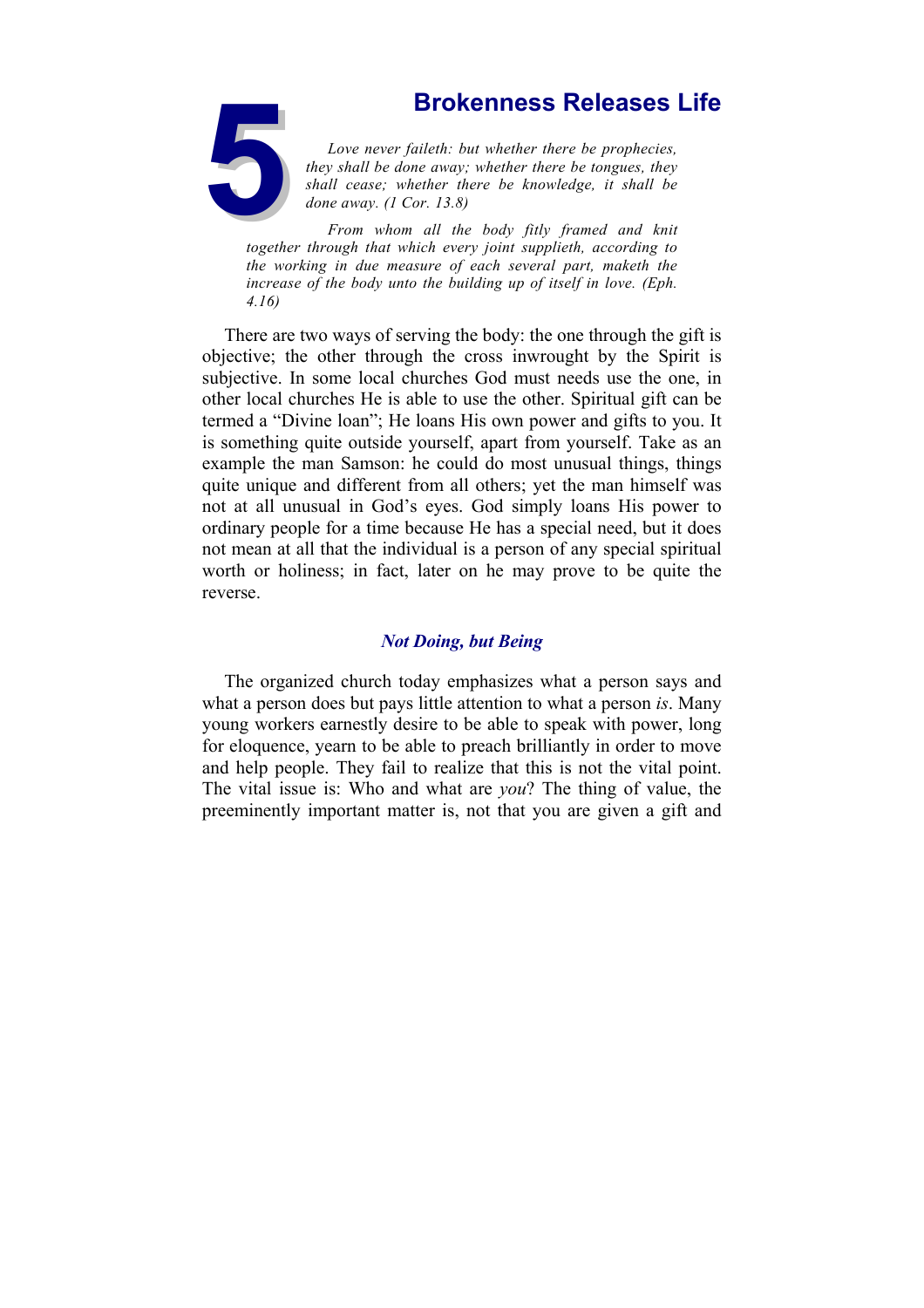# 5 Brokenness Releases Life

*Love never faileth: but whether there be prophecies, they shall be done away; whether there be tongues, they shall cease; whether there be knowledge, it shall be done away. (1 Cor. 13.8)*

*From whom all the body fitly framed and knit together through that which every joint supplieth, according to the working in due measure of each several part, maketh the increase of the body unto the building up of itself in love. (Eph. 4.16)*

There are two ways of serving the body: the one through the gift is objective; the other through the cross inwrought by the Spirit is subjective. In some local churches God must needs use the one, in other local churches He is able to use the other. Spiritual gift can be termed a "Divine loan"; He loans His own power and gifts to you. It is something quite outside yourself, apart from yourself. Take as an example the man Samson: he could do most unusual things, things quite unique and different from all others; yet the man himself was not at all unusual in God's eyes. God simply loans His power to ordinary people for a time because He has a special need, but it does not mean at all that the individual is a person of any special spiritual worth or holiness; in fact, later on he may prove to be quite the reverse.

## *Not Doing, but Being*

The organized church today emphasizes what a person says and what a person does but pays little attention to what a person *is*. Many young workers earnestly desire to be able to speak with power, long for eloquence, yearn to be able to preach brilliantly in order to move and help people. They fail to realize that this is not the vital point. The vital issue is: Who and what are *you*? The thing of value, the preeminently important matter is, not that you are given a gift and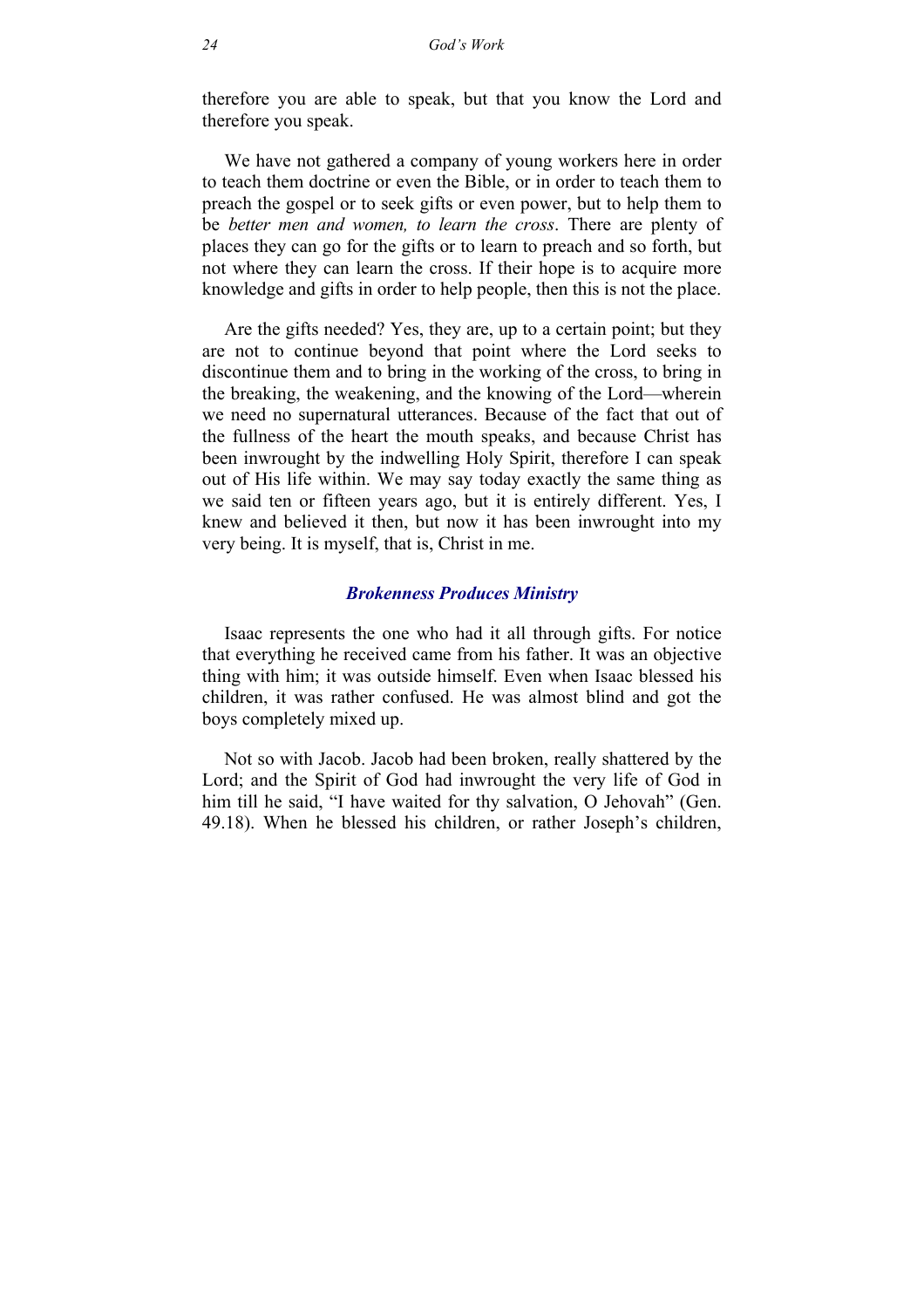therefore you are able to speak, but that you know the Lord and therefore you speak.

We have not gathered a company of young workers here in order to teach them doctrine or even the Bible, or in order to teach them to preach the gospel or to seek gifts or even power, but to help them to be *better men and women, to learn the cross*. There are plenty of places they can go for the gifts or to learn to preach and so forth, but not where they can learn the cross. If their hope is to acquire more knowledge and gifts in order to help people, then this is not the place.

Are the gifts needed? Yes, they are, up to a certain point; but they are not to continue beyond that point where the Lord seeks to discontinue them and to bring in the working of the cross, to bring in the breaking, the weakening, and the knowing of the Lord—wherein we need no supernatural utterances. Because of the fact that out of the fullness of the heart the mouth speaks, and because Christ has been inwrought by the indwelling Holy Spirit, therefore I can speak out of His life within. We may say today exactly the same thing as we said ten or fifteen years ago, but it is entirely different. Yes, I knew and believed it then, but now it has been inwrought into my very being. It is myself, that is, Christ in me.

### *Brokenness Produces Ministry*

Isaac represents the one who had it all through gifts. For notice that everything he received came from his father. It was an objective thing with him; it was outside himself. Even when Isaac blessed his children, it was rather confused. He was almost blind and got the boys completely mixed up.

Not so with Jacob. Jacob had been broken, really shattered by the Lord; and the Spirit of God had inwrought the very life of God in him till he said, "I have waited for thy salvation, O Jehovah" (Gen. 49.18). When he blessed his children, or rather Joseph's children,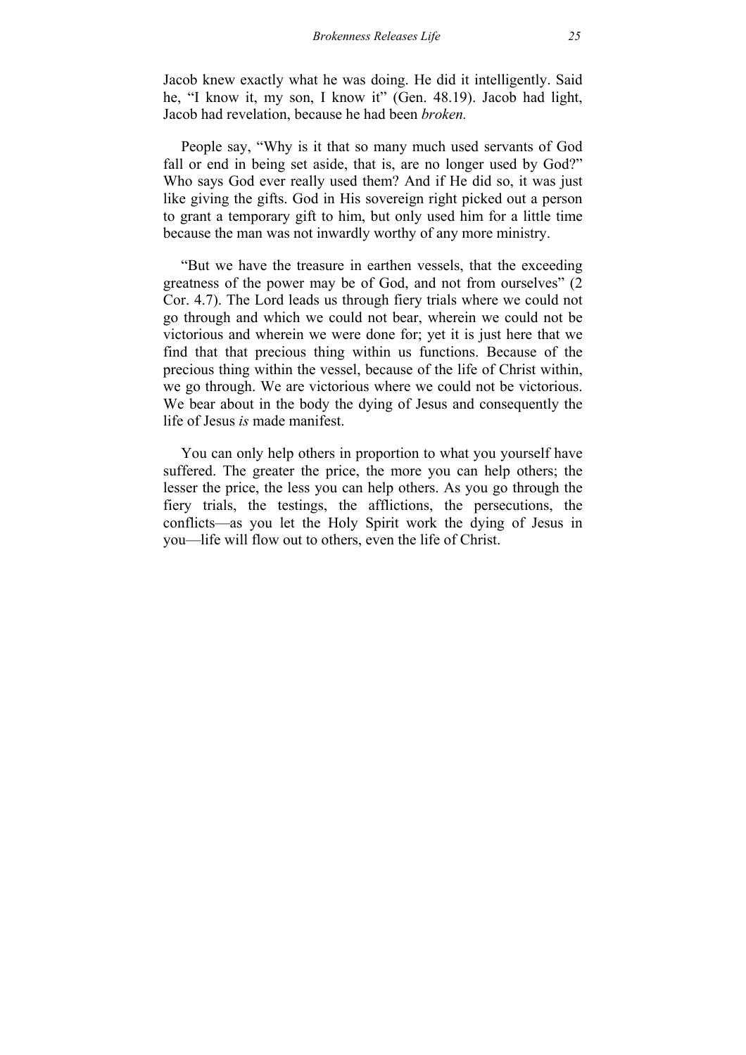Jacob knew exactly what he was doing. He did it intelligently. Said he, "I know it, my son, I know it" (Gen. 48.19). Jacob had light, Jacob had revelation, because he had been *broken.*

People say, "Why is it that so many much used servants of God fall or end in being set aside, that is, are no longer used by God?" Who says God ever really used them? And if He did so, it was just like giving the gifts. God in His sovereign right picked out a person to grant a temporary gift to him, but only used him for a little time because the man was not inwardly worthy of any more ministry.

"But we have the treasure in earthen vessels, that the exceeding greatness of the power may be of God, and not from ourselves" (2 Cor. 4.7). The Lord leads us through fiery trials where we could not go through and which we could not bear, wherein we could not be victorious and wherein we were done for; yet it is just here that we find that that precious thing within us functions. Because of the precious thing within the vessel, because of the life of Christ within, we go through. We are victorious where we could not be victorious. We bear about in the body the dying of Jesus and consequently the life of Jesus *is* made manifest.

You can only help others in proportion to what you yourself have suffered. The greater the price, the more you can help others; the lesser the price, the less you can help others. As you go through the fiery trials, the testings, the afflictions, the persecutions, the conflicts—as you let the Holy Spirit work the dying of Jesus in you—life will flow out to others, even the life of Christ.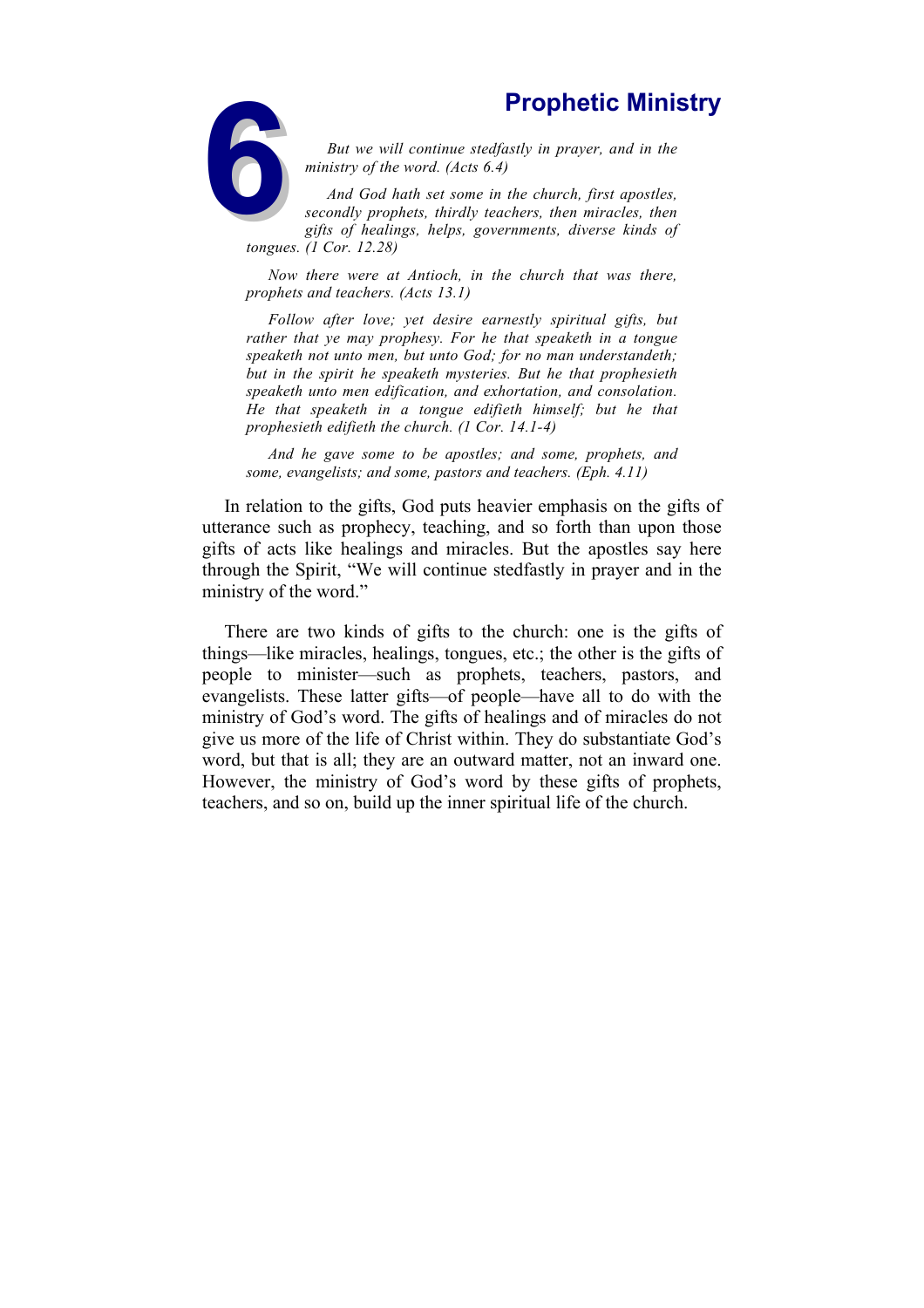# 6 Prophetic Ministry

*But we will continue stedfastly in prayer, and in the ministry of the word. (Acts 6.4)*

*And God hath set some in the church, first apostles, secondly prophets, thirdly teachers, then miracles, then gifts of healings, helps, governments, diverse kinds of tongues. (1 Cor. 12.28)*

*Now there were at Antioch, in the church that was there, prophets and teachers. (Acts 13.1)*

*Follow after love; yet desire earnestly spiritual gifts, but rather that ye may prophesy. For he that speaketh in a tongue speaketh not unto men, but unto God; for no man understandeth; but in the spirit he speaketh mysteries. But he that prophesieth speaketh unto men edification, and exhortation, and consolation. He that speaketh in a tongue edifieth himself; but he that prophesieth edifieth the church. (1 Cor. 14.1-4)*

*And he gave some to be apostles; and some, prophets, and some, evangelists; and some, pastors and teachers. (Eph. 4.11)*

In relation to the gifts, God puts heavier emphasis on the gifts of utterance such as prophecy, teaching, and so forth than upon those gifts of acts like healings and miracles. But the apostles say here through the Spirit, “We will continue stedfastly in prayer and in the ministry of the word.”

There are two kinds of gifts to the church: one is the gifts of things—like miracles, healings, tongues, etc.; the other is the gifts of people to minister—such as prophets, teachers, pastors, and evangelists. These latter gifts—of people—have all to do with the ministry of God’s word. The gifts of healings and of miracles do not give us more of the life of Christ within. They do substantiate God’s word, but that is all; they are an outward matter, not an inward one. However, the ministry of God’s word by these gifts of prophets, teachers, and so on, build up the inner spiritual life of the church.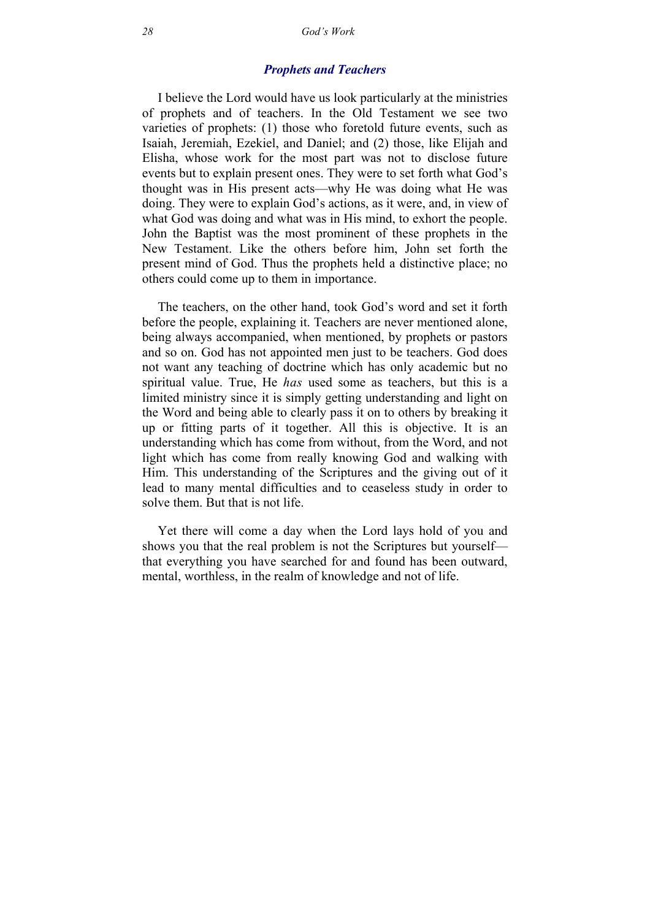### *Prophets and Teachers*

I believe the Lord would have us look particularly at the ministries of prophets and of teachers. In the Old Testament we see two varieties of prophets: (1) those who foretold future events, such as Isaiah, Jeremiah, Ezekiel, and Daniel; and (2) those, like Elijah and Elisha, whose work for the most part was not to disclose future events but to explain present ones. They were to set forth what God's thought was in His present acts—why He was doing what He was doing. They were to explain God's actions, as it were, and, in view of what God was doing and what was in His mind, to exhort the people. John the Baptist was the most prominent of these prophets in the New Testament. Like the others before him, John set forth the present mind of God. Thus the prophets held a distinctive place; no others could come up to them in importance.

The teachers, on the other hand, took God's word and set it forth before the people, explaining it. Teachers are never mentioned alone, being always accompanied, when mentioned, by prophets or pastors and so on. God has not appointed men just to be teachers. God does not want any teaching of doctrine which has only academic but no spiritual value. True, He *has* used some as teachers, but this is a limited ministry since it is simply getting understanding and light on the Word and being able to clearly pass it on to others by breaking it up or fitting parts of it together. All this is objective. It is an understanding which has come from without, from the Word, and not light which has come from really knowing God and walking with Him. This understanding of the Scriptures and the giving out of it lead to many mental difficulties and to ceaseless study in order to solve them. But that is not life.

Yet there will come a day when the Lord lays hold of you and shows you that the real problem is not the Scriptures but yourself—that everything you have searched for and found has been outward, mental, worthless, in the realm of knowledge and not of life.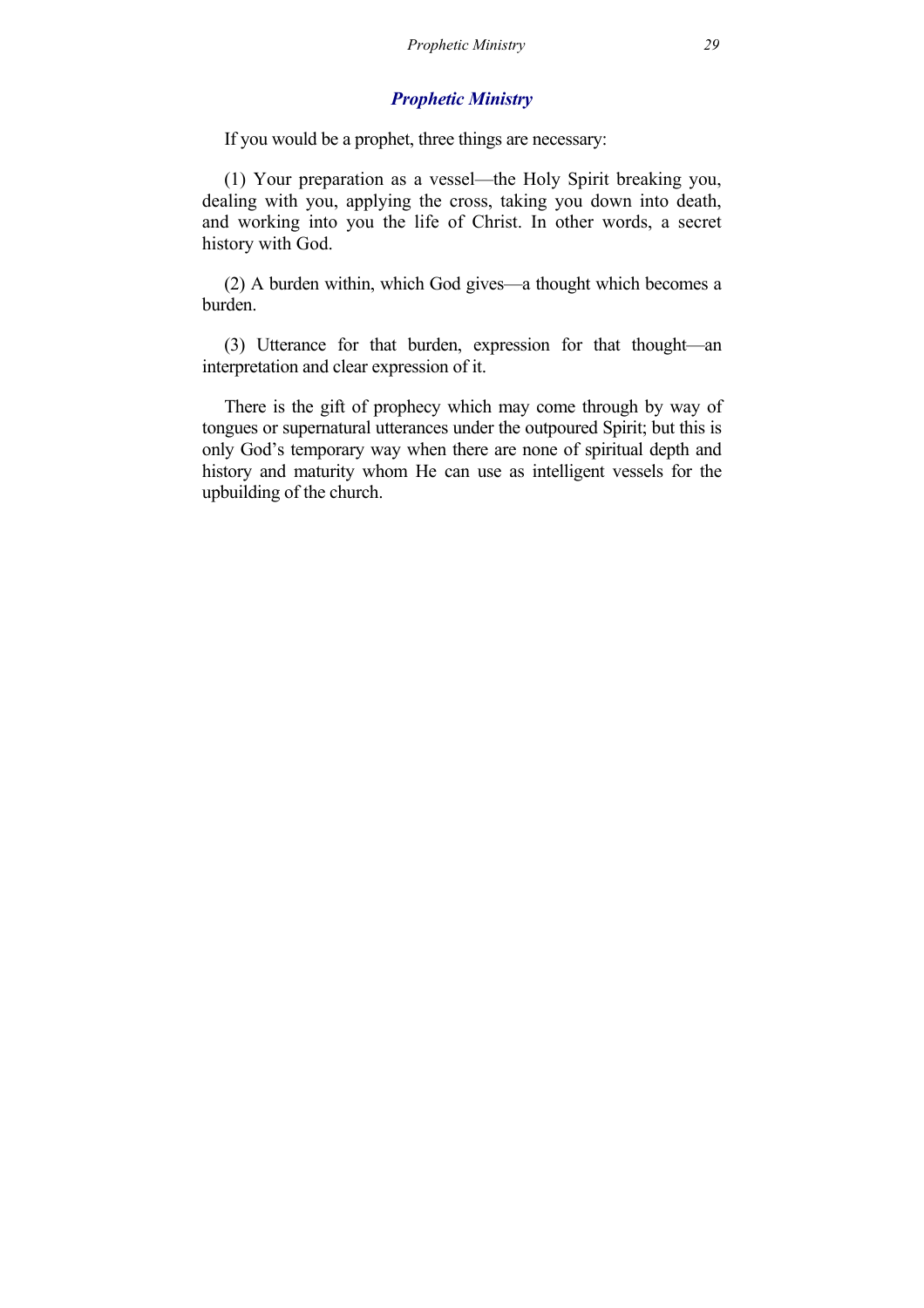## *Prophetic Ministry*

If you would be a prophet, three things are necessary:

(1) Your preparation as a vessel—the Holy Spirit breaking you, dealing with you, applying the cross, taking you down into death, and working into you the life of Christ. In other words, a secret history with God.

(2) A burden within, which God gives—a thought which becomes a burden.

(3) Utterance for that burden, expression for that thought—an interpretation and clear expression of it.

There is the gift of prophecy which may come through by way of tongues or supernatural utterances under the outpoured Spirit; but this is only God's temporary way when there are none of spiritual depth and history and maturity whom He can use as intelligent vessels for the upbuilding of the church.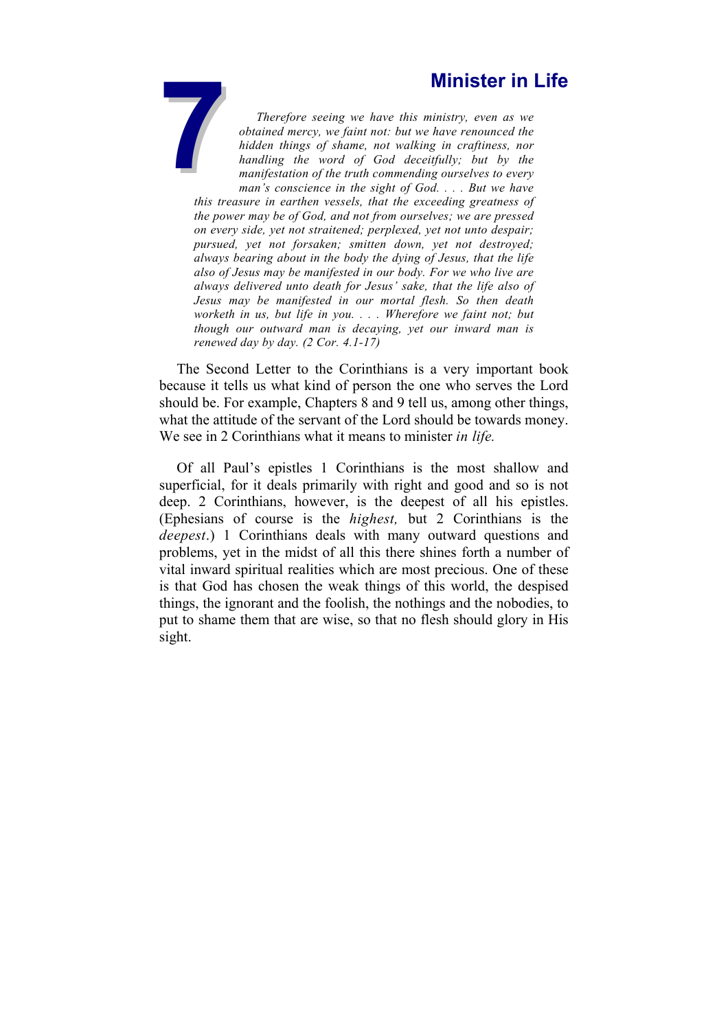# 7 Minister in Life

*Therefore seeing we have this ministry, even as we obtained mercy, we faint not: but we have renounced the hidden things of shame, not walking in craftiness, nor handling the word of God deceitfully; but by the manifestation of the truth commending ourselves to every man's conscience in the sight of God. . . . But we have this treasure in earthen vessels, that the exceeding greatness of the power may be of God, and not from ourselves; we are pressed on every side, yet not straitened; perplexed, yet not unto despair; pursued, yet not forsaken; smitten down, yet not destroyed; always bearing about in the body the dying of Jesus, that the life also of Jesus may be manifested in our body. For we who live are always delivered unto death for Jesus' sake, that the life also of Jesus may be manifested in our mortal flesh. So then death worketh in us, but life in you. . . . Wherefore we faint not; but though our outward man is decaying, yet our inward man is renewed day by day. (2 Cor. 4.1-17)*

The Second Letter to the Corinthians is a very important book because it tells us what kind of person the one who serves the Lord should be. For example, Chapters 8 and 9 tell us, among other things, what the attitude of the servant of the Lord should be towards money. We see in 2 Corinthians what it means to minister *in life.*

Of all Paul's epistles 1 Corinthians is the most shallow and superficial, for it deals primarily with right and good and so is not deep. 2 Corinthians, however, is the deepest of all his epistles. (Ephesians of course is the *highest,* but 2 Corinthians is the *deepest*.) 1 Corinthians deals with many outward questions and problems, yet in the midst of all this there shines forth a number of vital inward spiritual realities which are most precious. One of these is that God has chosen the weak things of this world, the despised things, the ignorant and the foolish, the nothings and the nobodies, to put to shame them that are wise, so that no flesh should glory in His sight.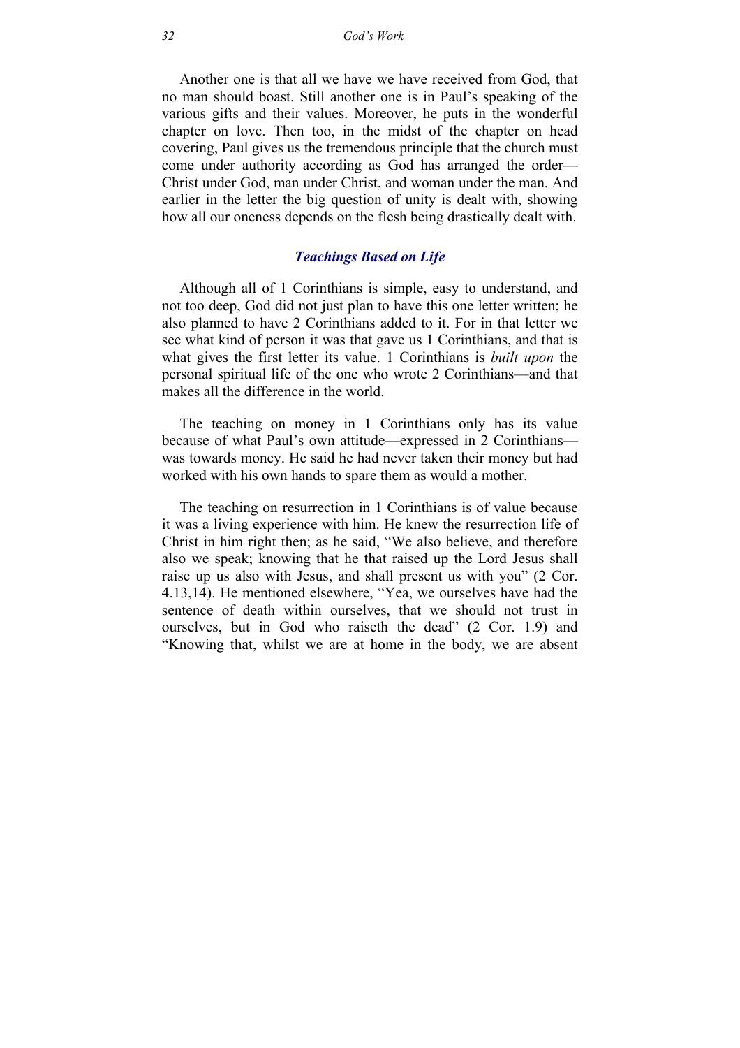Another one is that all we have we have received from God, that no man should boast. Still another one is in Paul's speaking of the various gifts and their values. Moreover, he puts in the wonderful chapter on love. Then too, in the midst of the chapter on head covering, Paul gives us the tremendous principle that the church must come under authority according as God has arranged the order—Christ under God, man under Christ, and woman under the man. And earlier in the letter the big question of unity is dealt with, showing how all our oneness depends on the flesh being drastically dealt with.

### *Teachings Based on Life*

Although all of 1 Corinthians is simple, easy to understand, and not too deep, God did not just plan to have this one letter written; he also planned to have 2 Corinthians added to it. For in that letter we see what kind of person it was that gave us 1 Corinthians, and that is what gives the first letter its value. 1 Corinthians is *built upon* the personal spiritual life of the one who wrote 2 Corinthians—and that makes all the difference in the world.

The teaching on money in 1 Corinthians only has its value because of what Paul's own attitude—expressed in 2 Corinthians—was towards money. He said he had never taken their money but had worked with his own hands to spare them as would a mother.

The teaching on resurrection in 1 Corinthians is of value because it was a living experience with him. He knew the resurrection life of Christ in him right then; as he said, "We also believe, and therefore also we speak; knowing that he that raised up the Lord Jesus shall raise up us also with Jesus, and shall present us with you" (2 Cor. 4.13,14). He mentioned elsewhere, "Yea, we ourselves have had the sentence of death within ourselves, that we should not trust in ourselves, but in God who raiseth the dead" (2 Cor. 1.9) and "Knowing that, whilst we are at home in the body, we are absent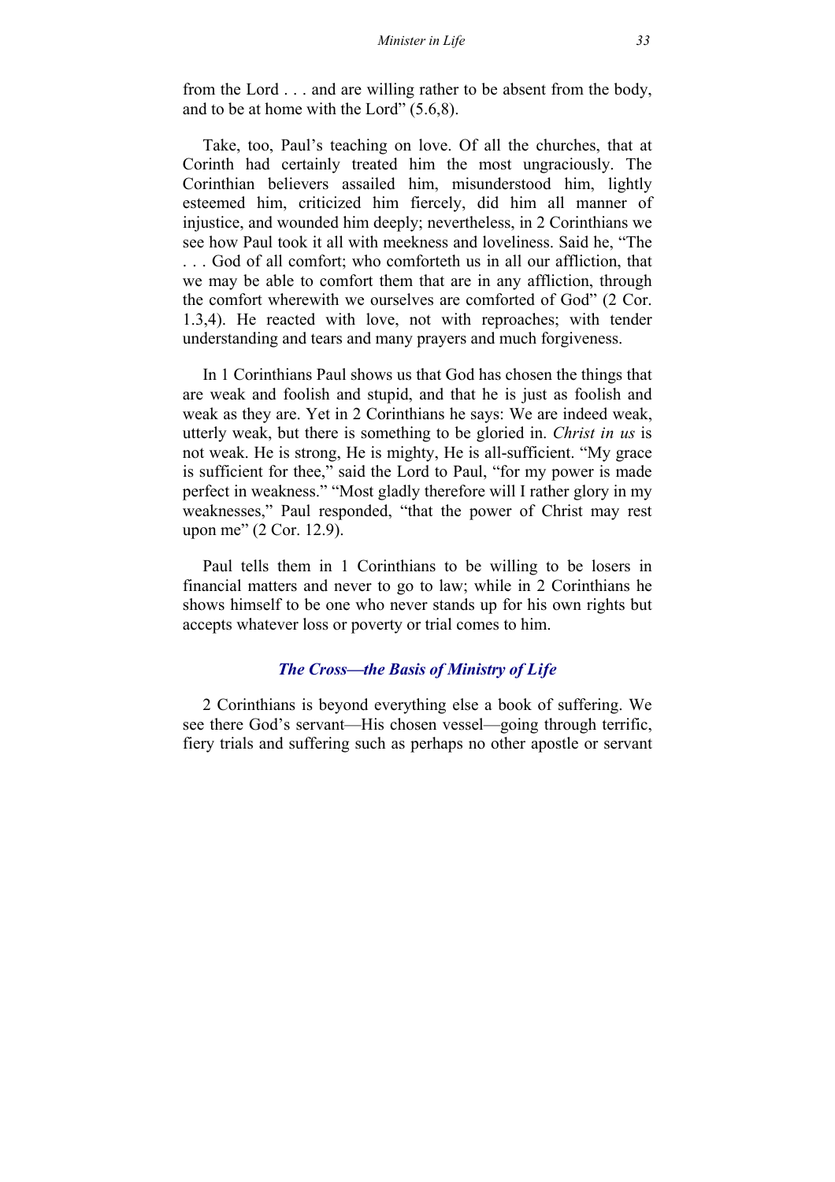from the Lord . . . and are willing rather to be absent from the body, and to be at home with the Lord" (5.6,8).

Take, too, Paul's teaching on love. Of all the churches, that at Corinth had certainly treated him the most ungraciously. The Corinthian believers assailed him, misunderstood him, lightly esteemed him, criticized him fiercely, did him all manner of injustice, and wounded him deeply; nevertheless, in 2 Corinthians we see how Paul took it all with meekness and loveliness. Said he, "The . . . God of all comfort; who comforteth us in all our affliction, that we may be able to comfort them that are in any affliction, through the comfort wherewith we ourselves are comforted of God" (2 Cor. 1.3,4). He reacted with love, not with reproaches; with tender understanding and tears and many prayers and much forgiveness.

In 1 Corinthians Paul shows us that God has chosen the things that are weak and foolish and stupid, and that he is just as foolish and weak as they are. Yet in 2 Corinthians he says: We are indeed weak, utterly weak, but there is something to be gloried in. *Christ in us* is not weak. He is strong, He is mighty, He is all-sufficient. "My grace is sufficient for thee," said the Lord to Paul, "for my power is made perfect in weakness." "Most gladly therefore will I rather glory in my weaknesses," Paul responded, "that the power of Christ may rest upon me" (2 Cor. 12.9).

Paul tells them in 1 Corinthians to be willing to be losers in financial matters and never to go to law; while in 2 Corinthians he shows himself to be one who never stands up for his own rights but accepts whatever loss or poverty or trial comes to him.

### *The Cross—the Basis of Ministry of Life*

2 Corinthians is beyond everything else a book of suffering. We see there God's servant—His chosen vessel—going through terrific, fiery trials and suffering such as perhaps no other apostle or servant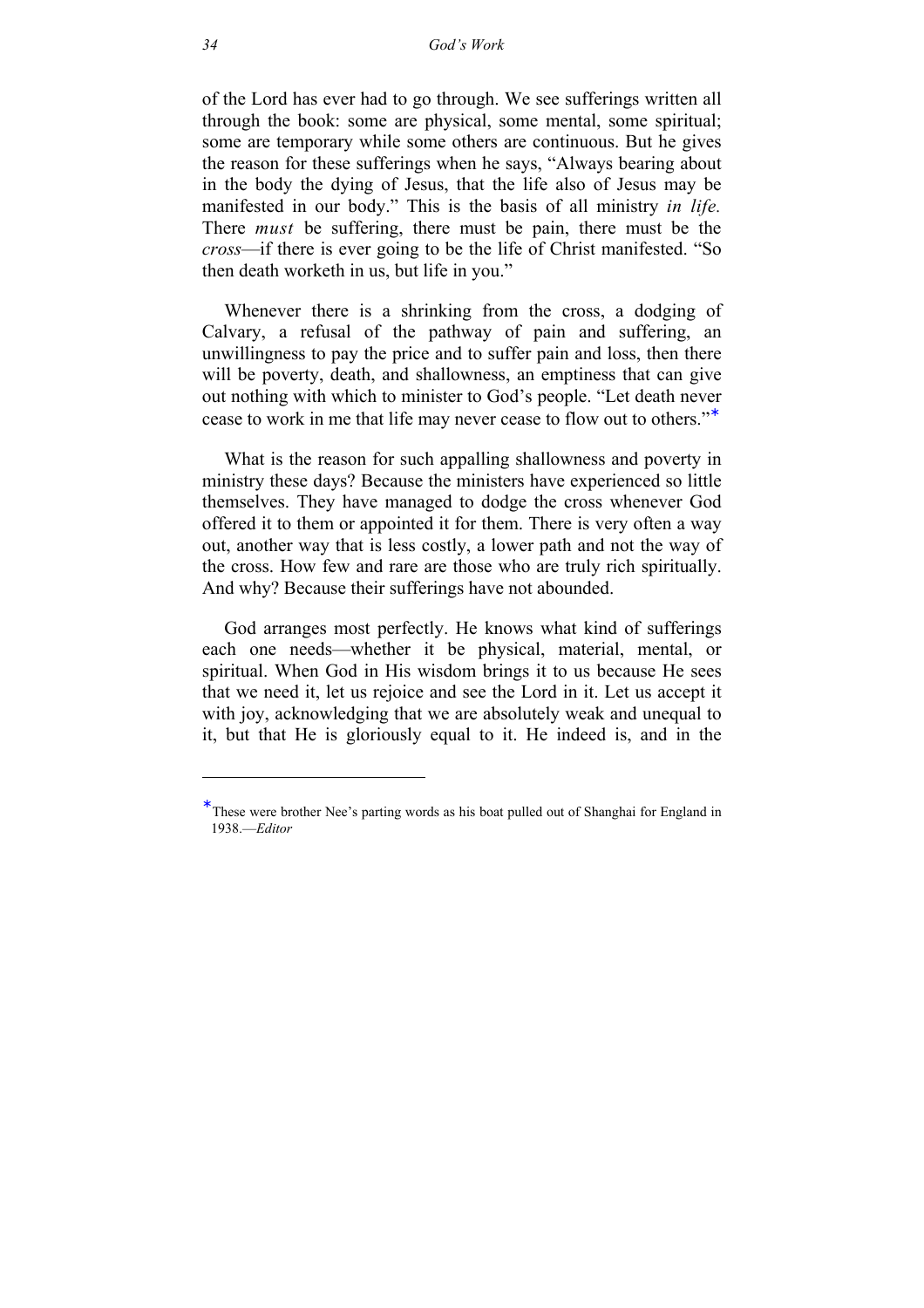of the Lord has ever had to go through. We see sufferings written all through the book: some are physical, some mental, some spiritual; some are temporary while some others are continuous. But he gives the reason for these sufferings when he says, "Always bearing about in the body the dying of Jesus, that the life also of Jesus may be manifested in our body." This is the basis of all ministry *in life.* There *must* be suffering, there must be pain, there must be the *cross*—if there is ever going to be the life of Christ manifested. "So then death worketh in us, but life in you."

Whenever there is a shrinking from the cross, a dodging of Calvary, a refusal of the pathway of pain and suffering, an unwillingness to pay the price and to suffer pain and loss, then there will be poverty, death, and shallowness, an emptiness that can give out nothing with which to minister to God's people. "Let death never cease to work in me that life may never cease to flow out to others."*

What is the reason for such appalling shallowness and poverty in ministry these days? Because the ministers have experienced so little themselves. They have managed to dodge the cross whenever God offered it to them or appointed it for them. There is very often a way out, another way that is less costly, a lower path and not the way of the cross. How few and rare are those who are truly rich spiritually. And why? Because their sufferings have not abounded.

God arranges most perfectly. He knows what kind of sufferings each one needs—whether it be physical, material, mental, or spiritual. When God in His wisdom brings it to us because He sees that we need it, let us rejoice and see the Lord in it. Let us accept it with joy, acknowledging that we are absolutely weak and unequal to it, but that He is gloriously equal to it. He indeed is, and in the

---

*These were brother Nee's parting words as his boat pulled out of Shanghai for England in 1938.—*Editor*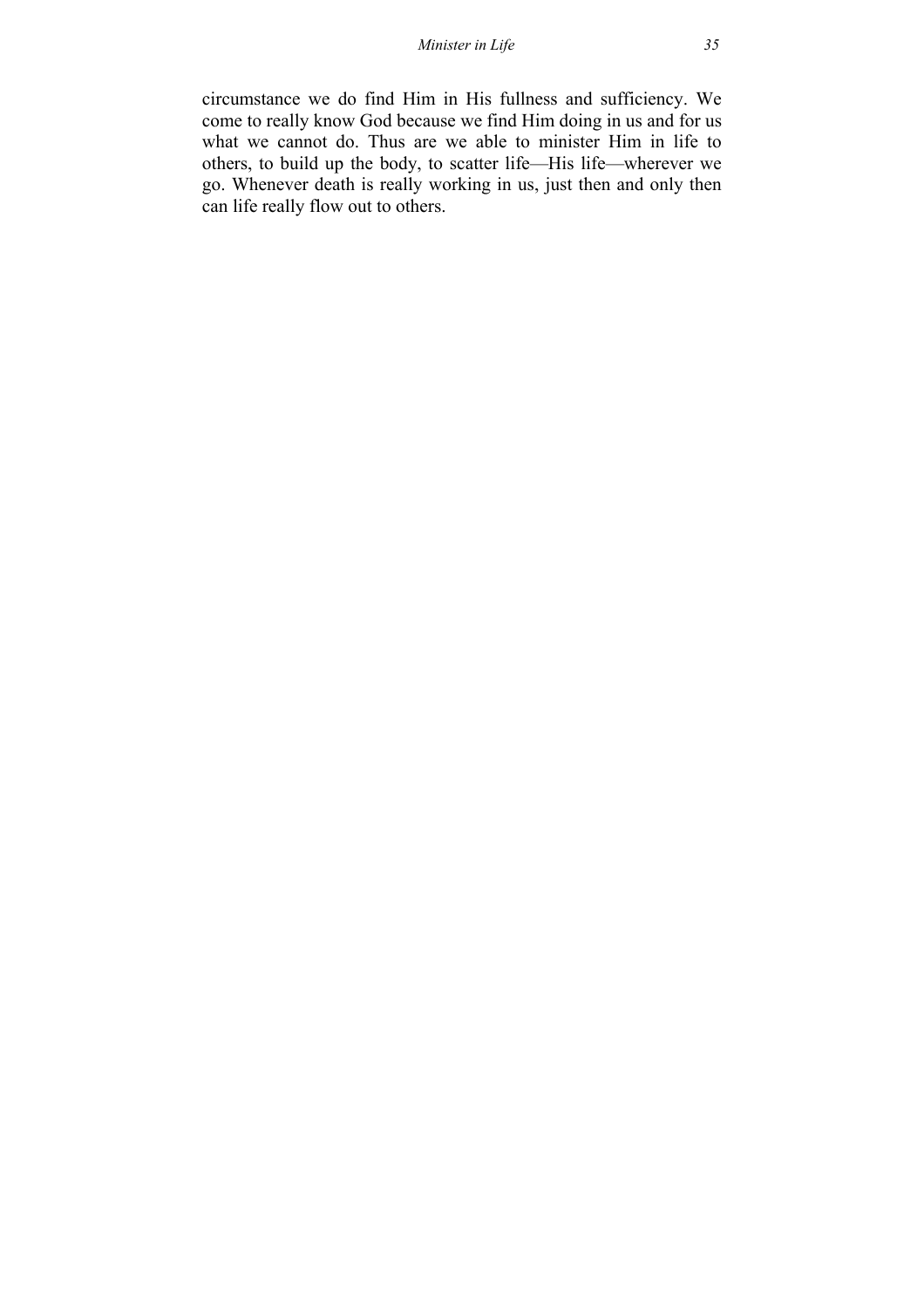circumstance we do find Him in His fullness and sufficiency. We come to really know God because we find Him doing in us and for us what we cannot do. Thus are we able to minister Him in life to others, to build up the body, to scatter life—His life—wherever we go. Whenever death is really working in us, just then and only then can life really flow out to others.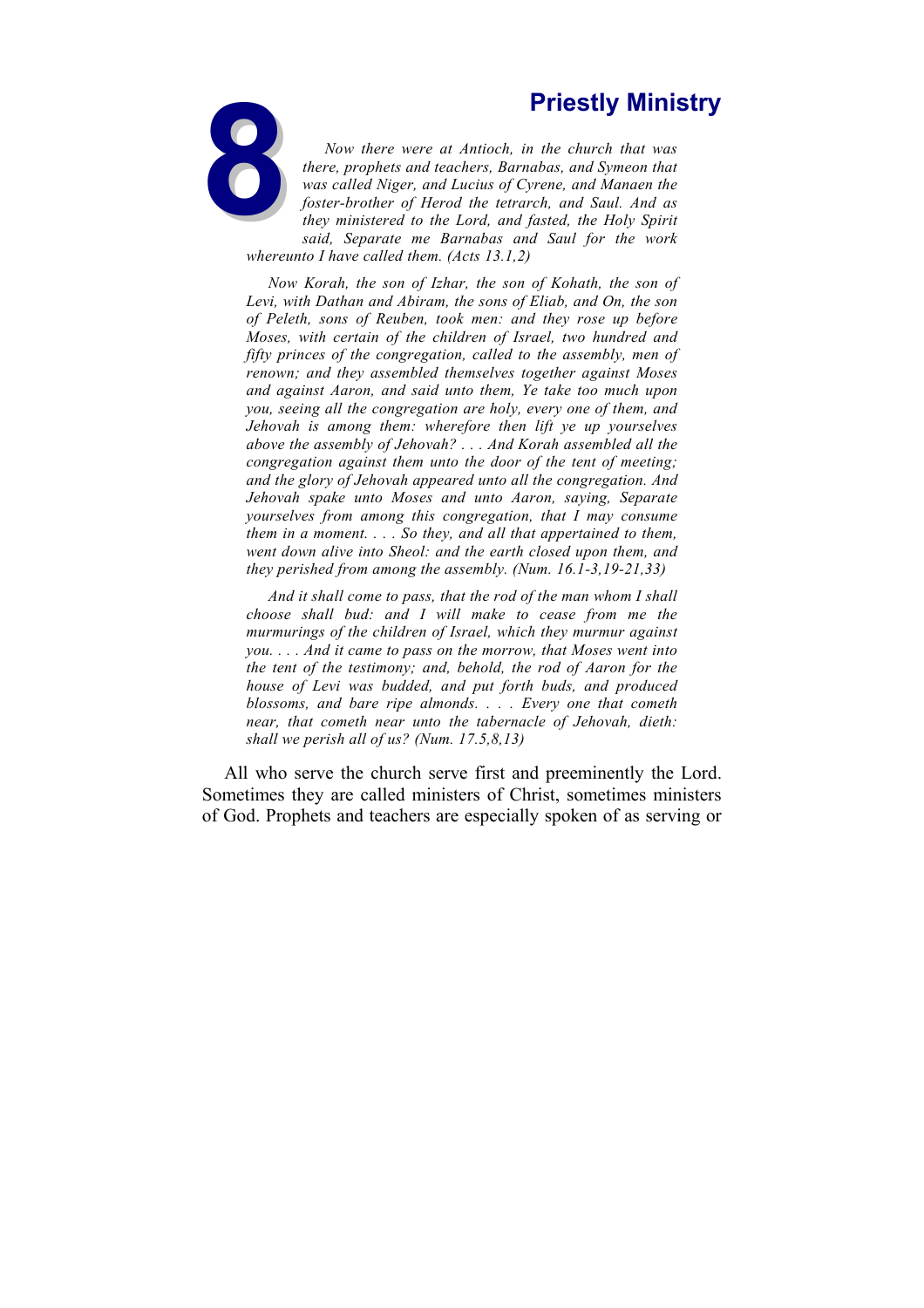# 8 Priestly Ministry

*Now there were at Antioch, in the church that was there, prophets and teachers, Barnabas, and Symeon that was called Niger, and Lucius of Cyrene, and Manaen the foster-brother of Herod the tetrarch, and Saul. And as they ministered to the Lord, and fasted, the Holy Spirit said, Separate me Barnabas and Saul for the work whereunto I have called them. (Acts 13.1,2)*

*Now Korah, the son of Izhar, the son of Kohath, the son of Levi, with Dathan and Abiram, the sons of Eliab, and On, the son of Peleth, sons of Reuben, took men: and they rose up before Moses, with certain of the children of Israel, two hundred and fifty princes of the congregation, called to the assembly, men of renown; and they assembled themselves together against Moses and against Aaron, and said unto them, Ye take too much upon you, seeing all the congregation are holy, every one of them, and Jehovah is among them: wherefore then lift ye up yourselves above the assembly of Jehovah? . . . And Korah assembled all the congregation against them unto the door of the tent of meeting; and the glory of Jehovah appeared unto all the congregation. And Jehovah spake unto Moses and unto Aaron, saying, Separate yourselves from among this congregation, that I may consume them in a moment. . . . So they, and all that appertained to them, went down alive into Sheol: and the earth closed upon them, and they perished from among the assembly. (Num. 16.1-3,19-21,33)*

*And it shall come to pass, that the rod of the man whom I shall choose shall bud: and I will make to cease from me the murmurings of the children of Israel, which they murmur against you. . . . And it came to pass on the morrow, that Moses went into the tent of the testimony; and, behold, the rod of Aaron for the house of Levi was budded, and put forth buds, and produced blossoms, and bare ripe almonds. . . . Every one that cometh near, that cometh near unto the tabernacle of Jehovah, dieth: shall we perish all of us? (Num. 17.5,8,13)*

All who serve the church serve first and preeminently the Lord. Sometimes they are called ministers of Christ, sometimes ministers of God. Prophets and teachers are especially spoken of as serving or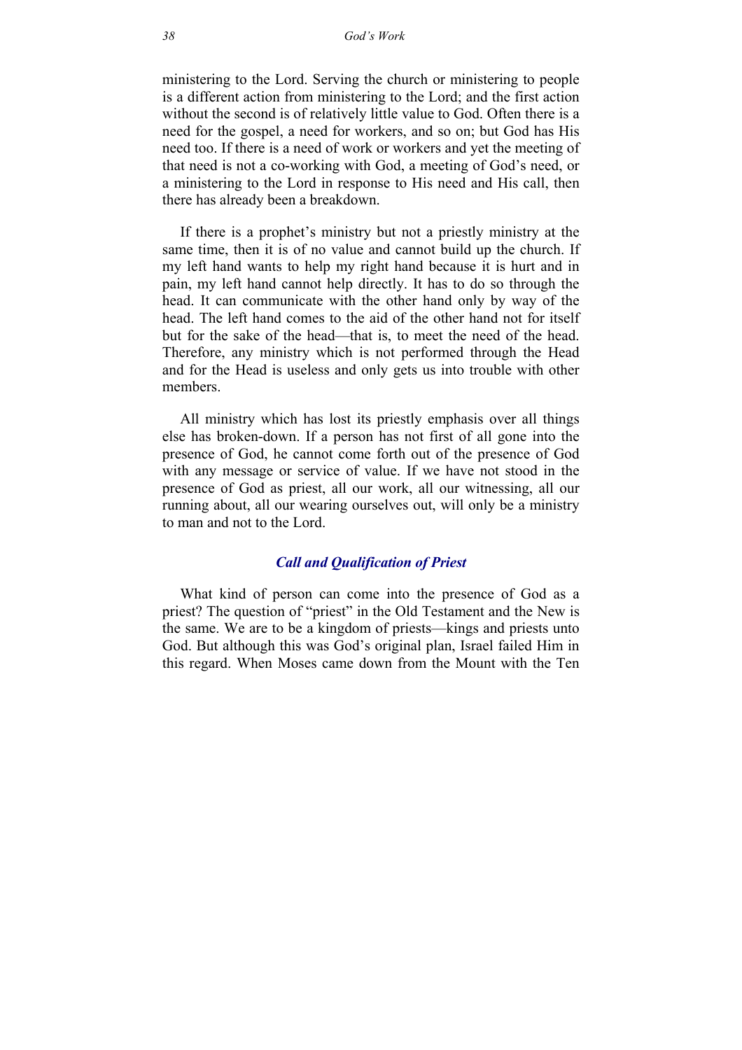ministering to the Lord. Serving the church or ministering to people is a different action from ministering to the Lord; and the first action without the second is of relatively little value to God. Often there is a need for the gospel, a need for workers, and so on; but God has His need too. If there is a need of work or workers and yet the meeting of that need is not a co-working with God, a meeting of God's need, or a ministering to the Lord in response to His need and His call, then there has already been a breakdown.

If there is a prophet's ministry but not a priestly ministry at the same time, then it is of no value and cannot build up the church. If my left hand wants to help my right hand because it is hurt and in pain, my left hand cannot help directly. It has to do so through the head. It can communicate with the other hand only by way of the head. The left hand comes to the aid of the other hand not for itself but for the sake of the head—that is, to meet the need of the head. Therefore, any ministry which is not performed through the Head and for the Head is useless and only gets us into trouble with other members.

All ministry which has lost its priestly emphasis over all things else has broken-down. If a person has not first of all gone into the presence of God, he cannot come forth out of the presence of God with any message or service of value. If we have not stood in the presence of God as priest, all our work, all our witnessing, all our running about, all our wearing ourselves out, will only be a ministry to man and not to the Lord.

### *Call and Qualification of Priest*

What kind of person can come into the presence of God as a priest? The question of "priest" in the Old Testament and the New is the same. We are to be a kingdom of priests—kings and priests unto God. But although this was God's original plan, Israel failed Him in this regard. When Moses came down from the Mount with the Ten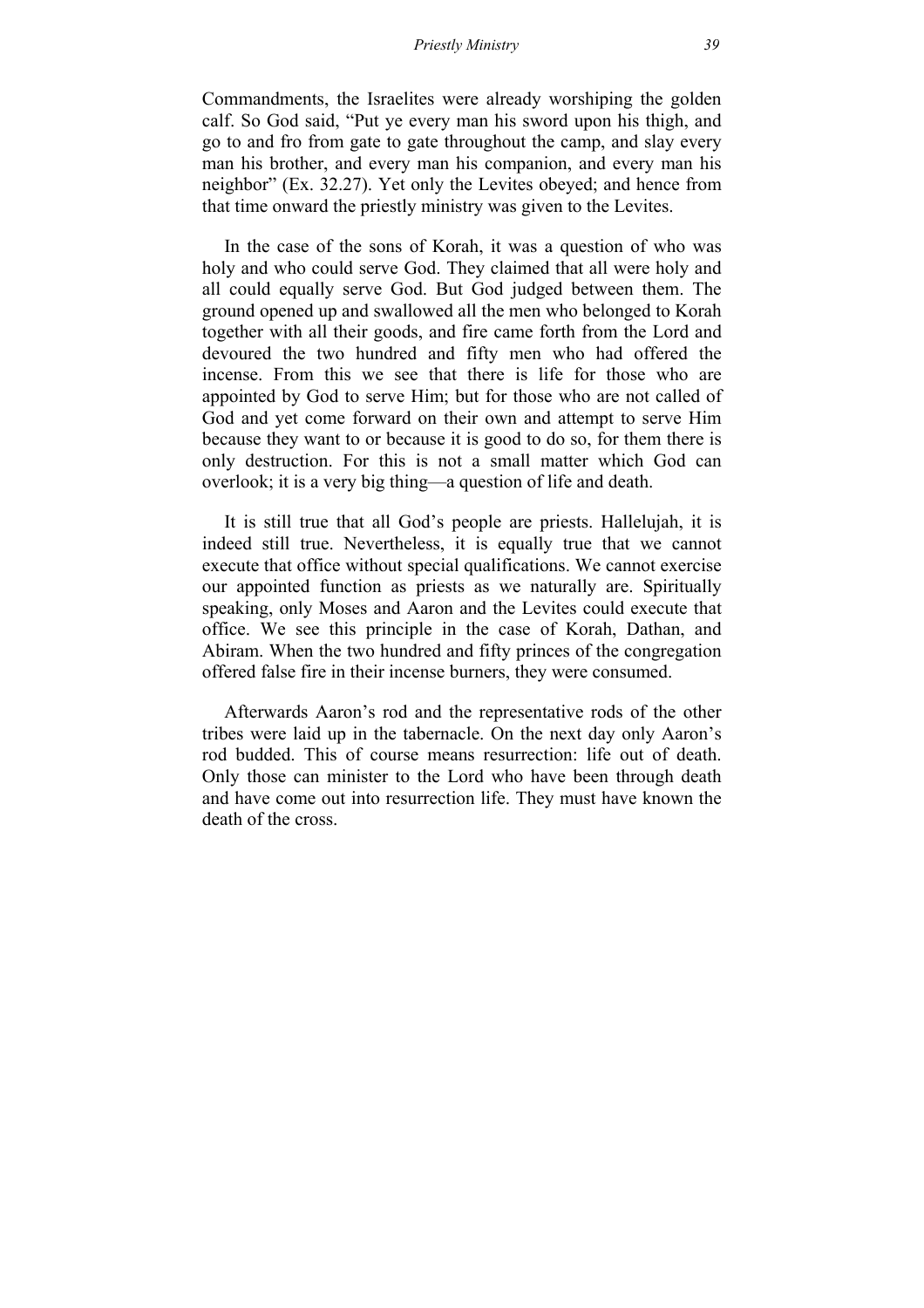Commandments, the Israelites were already worshiping the golden calf. So God said, "Put ye every man his sword upon his thigh, and go to and fro from gate to gate throughout the camp, and slay every man his brother, and every man his companion, and every man his neighbor" (Ex. 32.27). Yet only the Levites obeyed; and hence from that time onward the priestly ministry was given to the Levites.

In the case of the sons of Korah, it was a question of who was holy and who could serve God. They claimed that all were holy and all could equally serve God. But God judged between them. The ground opened up and swallowed all the men who belonged to Korah together with all their goods, and fire came forth from the Lord and devoured the two hundred and fifty men who had offered the incense. From this we see that there is life for those who are appointed by God to serve Him; but for those who are not called of God and yet come forward on their own and attempt to serve Him because they want to or because it is good to do so, for them there is only destruction. For this is not a small matter which God can overlook; it is a very big thing—a question of life and death.

It is still true that all God's people are priests. Hallelujah, it is indeed still true. Nevertheless, it is equally true that we cannot execute that office without special qualifications. We cannot exercise our appointed function as priests as we naturally are. Spiritually speaking, only Moses and Aaron and the Levites could execute that office. We see this principle in the case of Korah, Dathan, and Abiram. When the two hundred and fifty princes of the congregation offered false fire in their incense burners, they were consumed.

Afterwards Aaron's rod and the representative rods of the other tribes were laid up in the tabernacle. On the next day only Aaron's rod budded. This of course means resurrection: life out of death. Only those can minister to the Lord who have been through death and have come out into resurrection life. They must have known the death of the cross.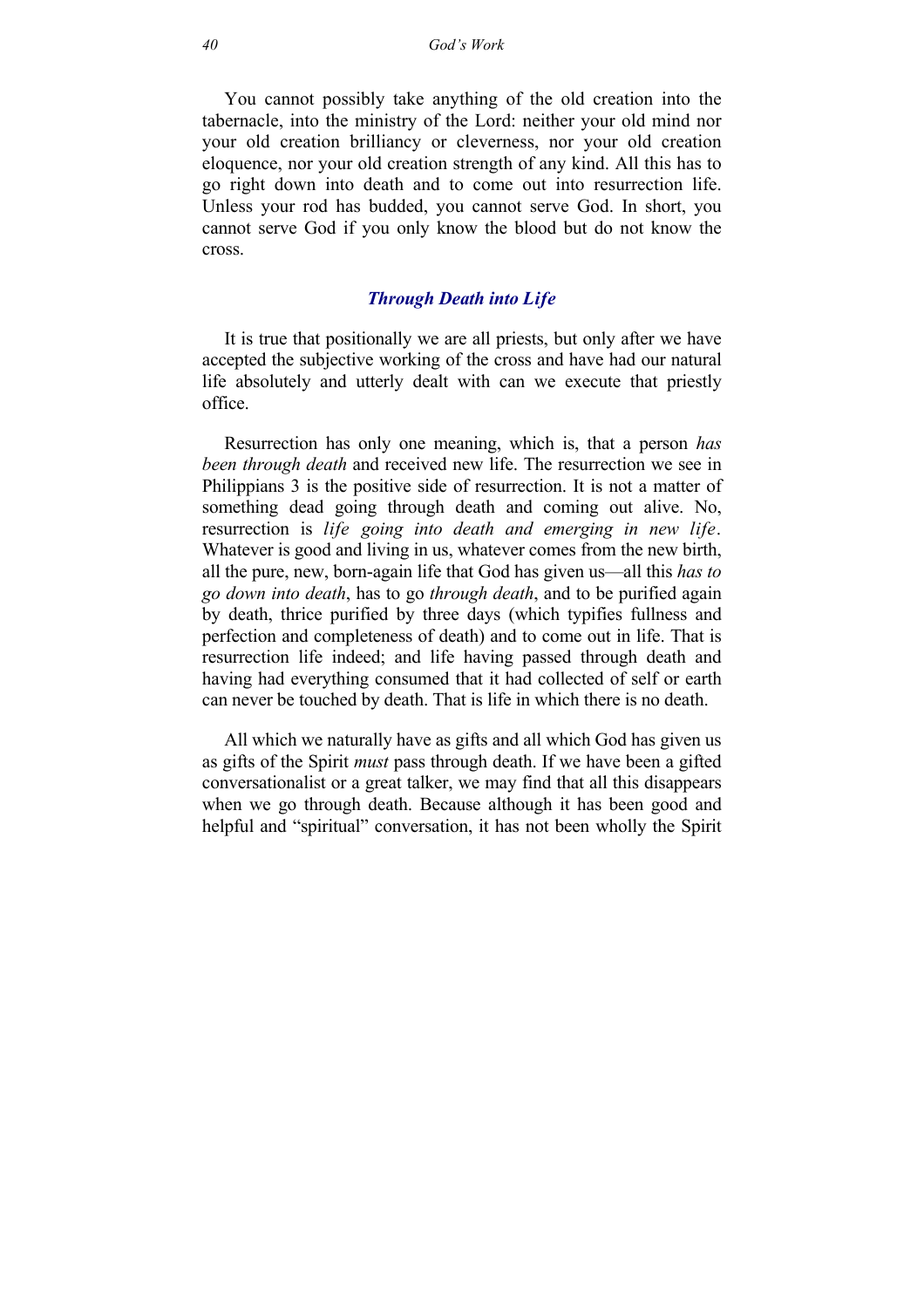You cannot possibly take anything of the old creation into the tabernacle, into the ministry of the Lord: neither your old mind nor your old creation brilliancy or cleverness, nor your old creation eloquence, nor your old creation strength of any kind. All this has to go right down into death and to come out into resurrection life. Unless your rod has budded, you cannot serve God. In short, you cannot serve God if you only know the blood but do not know the cross.

## *Through Death into Life*

It is true that positionally we are all priests, but only after we have accepted the subjective working of the cross and have had our natural life absolutely and utterly dealt with can we execute that priestly office.

Resurrection has only one meaning, which is, that a person *has been through death* and received new life. The resurrection we see in Philippians 3 is the positive side of resurrection. It is not a matter of something dead going through death and coming out alive. No, resurrection is *life going into death and emerging in new life*. Whatever is good and living in us, whatever comes from the new birth, all the pure, new, born-again life that God has given us—all this *has to go down into death*, has to go *through death*, and to be purified again by death, thrice purified by three days (which typifies fullness and perfection and completeness of death) and to come out in life. That is resurrection life indeed; and life having passed through death and having had everything consumed that it had collected of self or earth can never be touched by death. That is life in which there is no death.

All which we naturally have as gifts and all which God has given us as gifts of the Spirit *must* pass through death. If we have been a gifted conversationalist or a great talker, we may find that all this disappears when we go through death. Because although it has been good and helpful and "spiritual" conversation, it has not been wholly the Spirit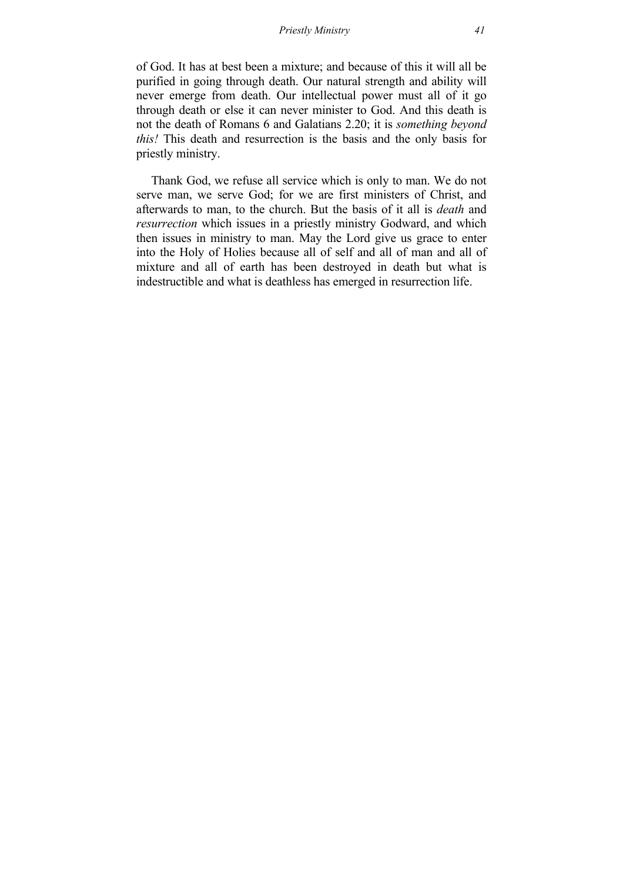of God. It has at best been a mixture; and because of this it will all be purified in going through death. Our natural strength and ability will never emerge from death. Our intellectual power must all of it go through death or else it can never minister to God. And this death is not the death of Romans 6 and Galatians 2.20; it is *something beyond this!* This death and resurrection is the basis and the only basis for priestly ministry.

Thank God, we refuse all service which is only to man. We do not serve man, we serve God; for we are first ministers of Christ, and afterwards to man, to the church. But the basis of it all is *death* and *resurrection* which issues in a priestly ministry Godward, and which then issues in ministry to man. May the Lord give us grace to enter into the Holy of Holies because all of self and all of man and all of mixture and all of earth has been destroyed in death but what is indestructible and what is deathless has emerged in resurrection life.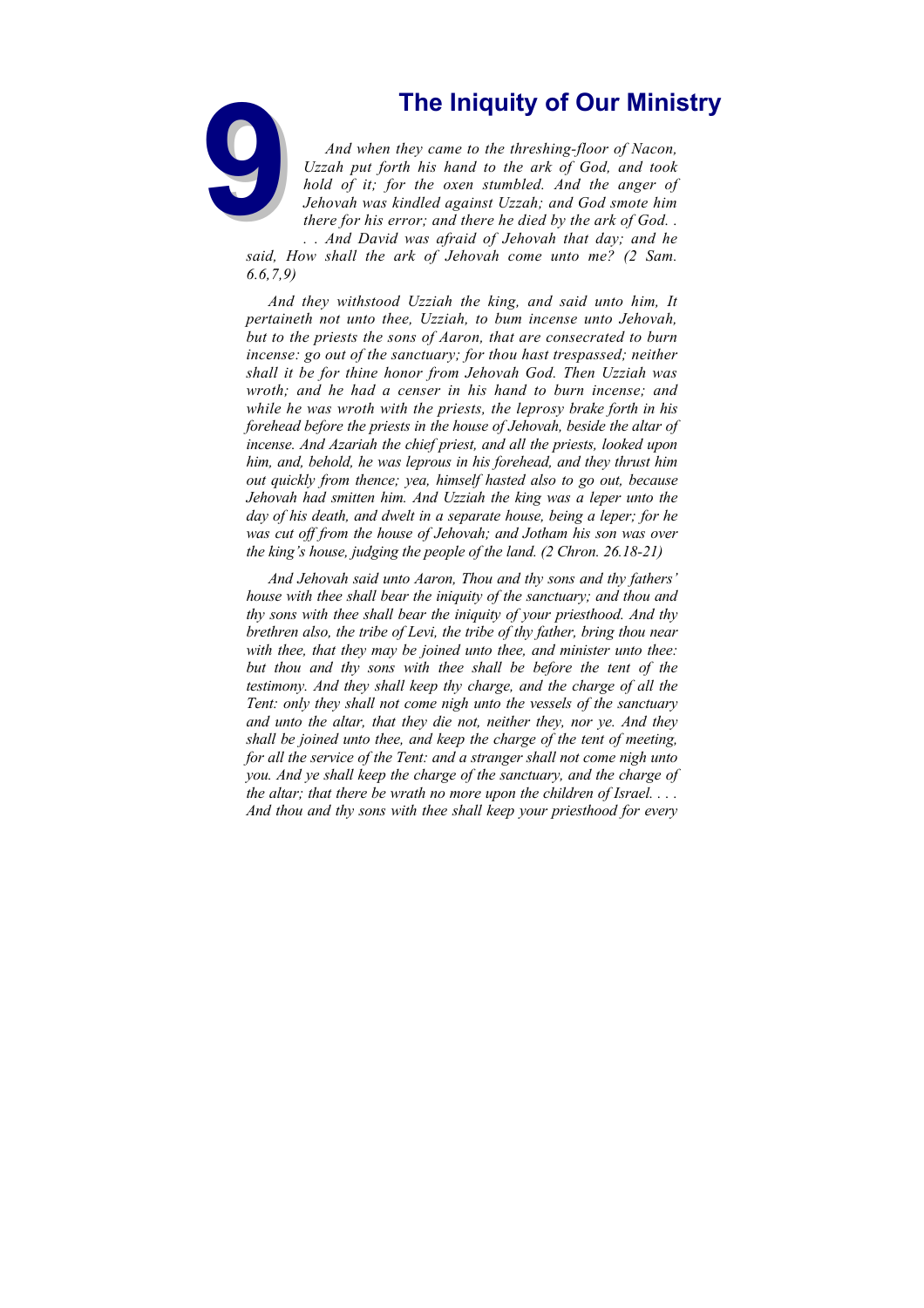# 9 The Iniquity of Our Ministry

*And when they came to the threshing-floor of Nacon, Uzzah put forth his hand to the ark of God, and took hold of it; for the oxen stumbled. And the anger of Jehovah was kindled against Uzzah; and God smote him there for his error; and there he died by the ark of God. . . . And David was afraid of Jehovah that day; and he said, How shall the ark of Jehovah come unto me? (2 Sam. 6.6,7,9)*

*And they withstood Uzziah the king, and said unto him, It pertaineth not unto thee, Uzziah, to bum incense unto Jehovah, but to the priests the sons of Aaron, that are consecrated to burn incense: go out of the sanctuary; for thou hast trespassed; neither shall it be for thine honor from Jehovah God. Then Uzziah was wroth; and he had a censer in his hand to burn incense; and while he was wroth with the priests, the leprosy brake forth in his forehead before the priests in the house of Jehovah, beside the altar of incense. And Azariah the chief priest, and all the priests, looked upon him, and, behold, he was leprous in his forehead, and they thrust him out quickly from thence; yea, himself hasted also to go out, because Jehovah had smitten him. And Uzziah the king was a leper unto the day of his death, and dwelt in a separate house, being a leper; for he was cut off from the house of Jehovah; and Jotham his son was over the king's house, judging the people of the land. (2 Chron. 26.18-21)*

*And Jehovah said unto Aaron, Thou and thy sons and thy fathers' house with thee shall bear the iniquity of the sanctuary; and thou and thy sons with thee shall bear the iniquity of your priesthood. And thy brethren also, the tribe of Levi, the tribe of thy father, bring thou near with thee, that they may be joined unto thee, and minister unto thee: but thou and thy sons with thee shall be before the tent of the testimony. And they shall keep thy charge, and the charge of all the Tent: only they shall not come nigh unto the vessels of the sanctuary and unto the altar, that they die not, neither they, nor ye. And they shall be joined unto thee, and keep the charge of the tent of meeting, for all the service of the Tent: and a stranger shall not come nigh unto you. And ye shall keep the charge of the sanctuary, and the charge of the altar; that there be wrath no more upon the children of Israel. . . . And thou and thy sons with thee shall keep your priesthood for every*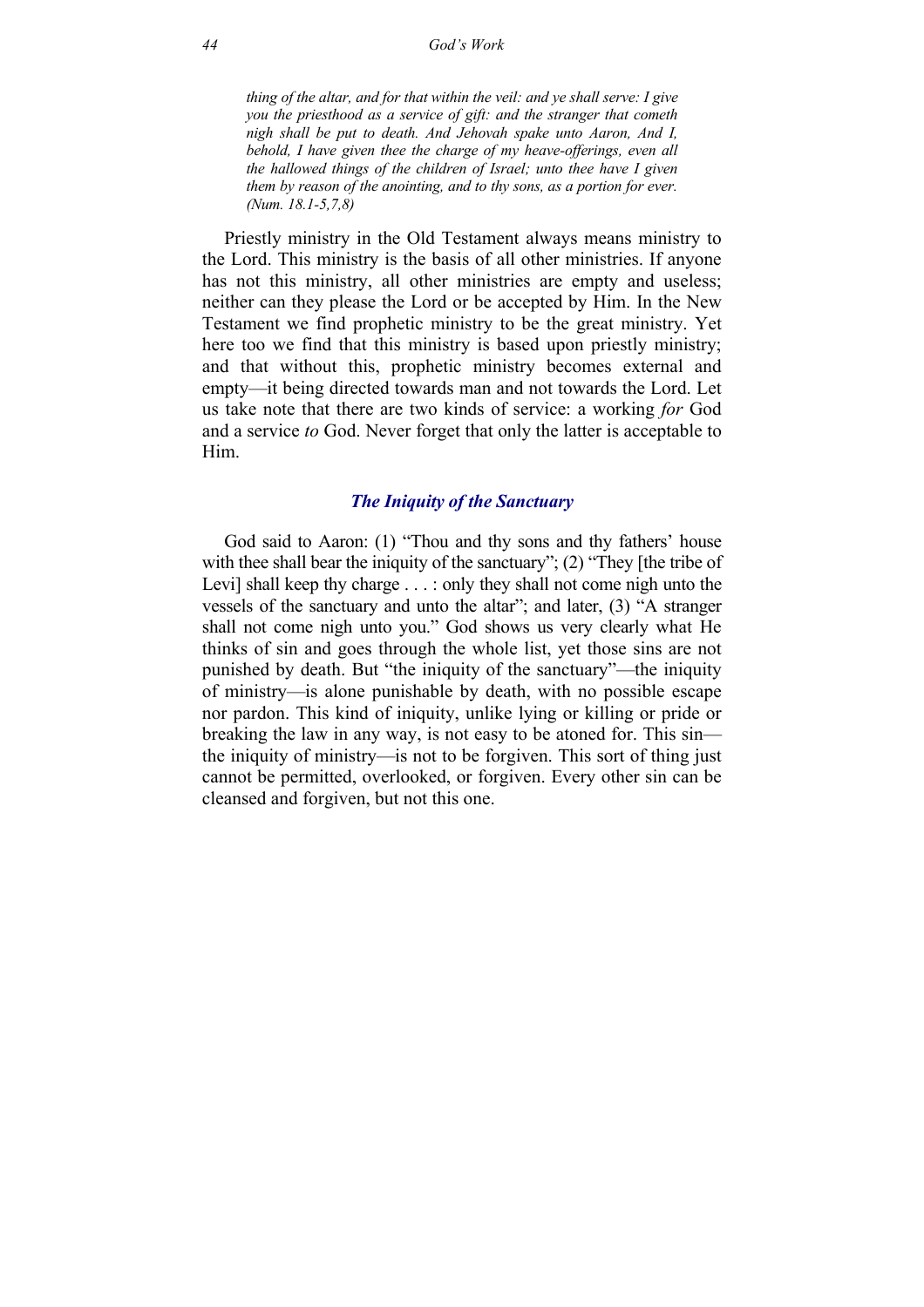> *thing of the altar, and for that within the veil: and ye shall serve: I give you the priesthood as a service of gift: and the stranger that cometh nigh shall be put to death. And Jehovah spake unto Aaron, And I, behold, I have given thee the charge of my heave-offerings, even all the hallowed things of the children of Israel; unto thee have I given them by reason of the anointing, and to thy sons, as a portion for ever. (Num. 18.1-5,7,8)*

Priestly ministry in the Old Testament always means ministry to the Lord. This ministry is the basis of all other ministries. If anyone has not this ministry, all other ministries are empty and useless; neither can they please the Lord or be accepted by Him. In the New Testament we find prophetic ministry to be the great ministry. Yet here too we find that this ministry is based upon priestly ministry; and that without this, prophetic ministry becomes external and empty—it being directed towards man and not towards the Lord. Let us take note that there are two kinds of service: a working *for* God and a service *to* God. Never forget that only the latter is acceptable to Him.

### *The Iniquity of the Sanctuary*

God said to Aaron: (1) "Thou and thy sons and thy fathers' house with thee shall bear the iniquity of the sanctuary"; (2) "They [the tribe of Levi] shall keep thy charge . . . : only they shall not come nigh unto the vessels of the sanctuary and unto the altar"; and later, (3) "A stranger shall not come nigh unto you." God shows us very clearly what He thinks of sin and goes through the whole list, yet those sins are not punished by death. But "the iniquity of the sanctuary"—the iniquity of ministry—is alone punishable by death, with no possible escape nor pardon. This kind of iniquity, unlike lying or killing or pride or breaking the law in any way, is not easy to be atoned for. This sin—the iniquity of ministry—is not to be forgiven. This sort of thing just cannot be permitted, overlooked, or forgiven. Every other sin can be cleansed and forgiven, but not this one.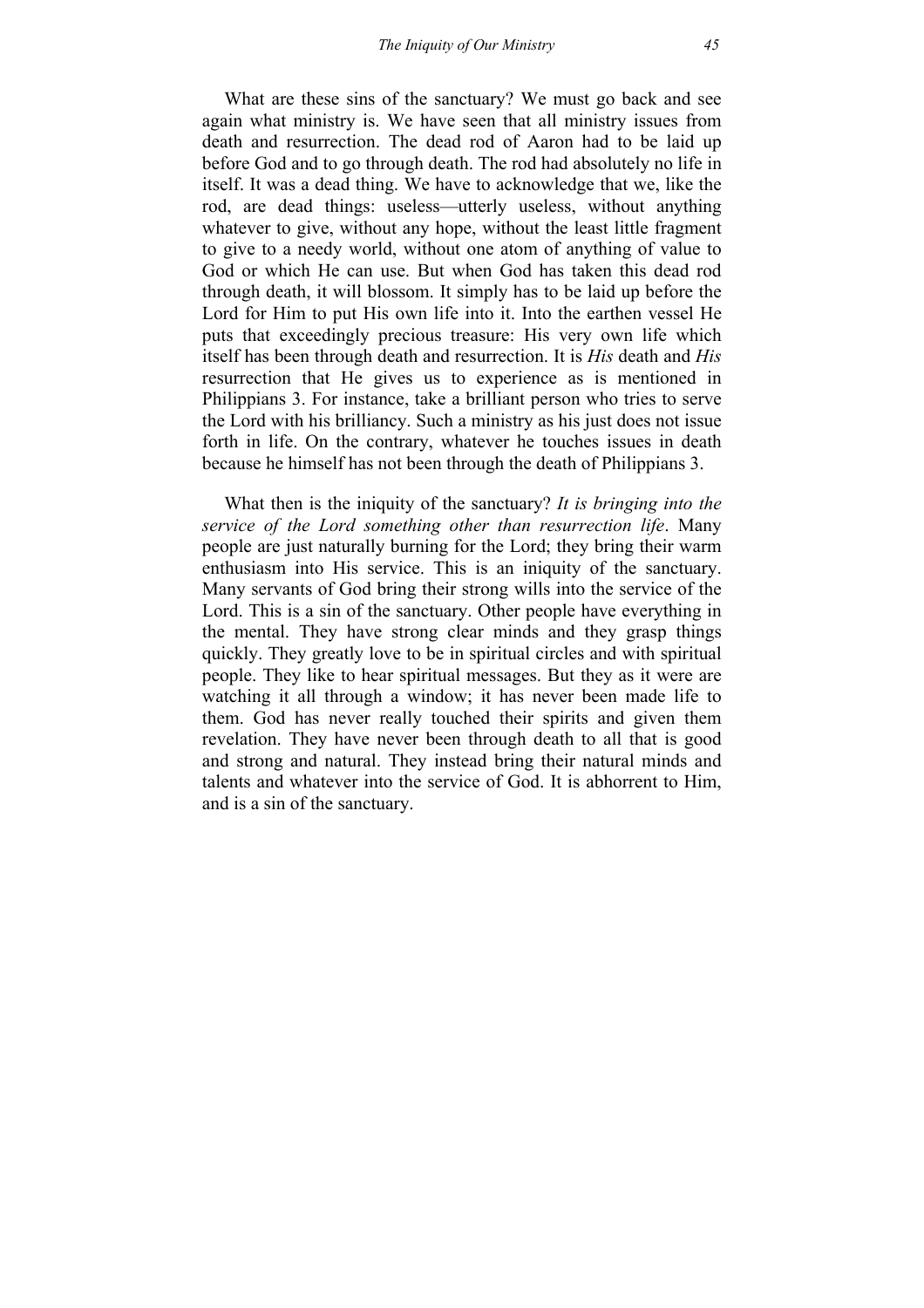What are these sins of the sanctuary? We must go back and see again what ministry is. We have seen that all ministry issues from death and resurrection. The dead rod of Aaron had to be laid up before God and to go through death. The rod had absolutely no life in itself. It was a dead thing. We have to acknowledge that we, like the rod, are dead things: useless—utterly useless, without anything whatever to give, without any hope, without the least little fragment to give to a needy world, without one atom of anything of value to God or which He can use. But when God has taken this dead rod through death, it will blossom. It simply has to be laid up before the Lord for Him to put His own life into it. Into the earthen vessel He puts that exceedingly precious treasure: His very own life which itself has been through death and resurrection. It is *His* death and *His* resurrection that He gives us to experience as is mentioned in Philippians 3. For instance, take a brilliant person who tries to serve the Lord with his brilliancy. Such a ministry as his just does not issue forth in life. On the contrary, whatever he touches issues in death because he himself has not been through the death of Philippians 3.

What then is the iniquity of the sanctuary? *It is bringing into the service of the Lord something other than resurrection life*. Many people are just naturally burning for the Lord; they bring their warm enthusiasm into His service. This is an iniquity of the sanctuary. Many servants of God bring their strong wills into the service of the Lord. This is a sin of the sanctuary. Other people have everything in the mental. They have strong clear minds and they grasp things quickly. They greatly love to be in spiritual circles and with spiritual people. They like to hear spiritual messages. But they as it were are watching it all through a window; it has never been made life to them. God has never really touched their spirits and given them revelation. They have never been through death to all that is good and strong and natural. They instead bring their natural minds and talents and whatever into the service of God. It is abhorrent to Him, and is a sin of the sanctuary.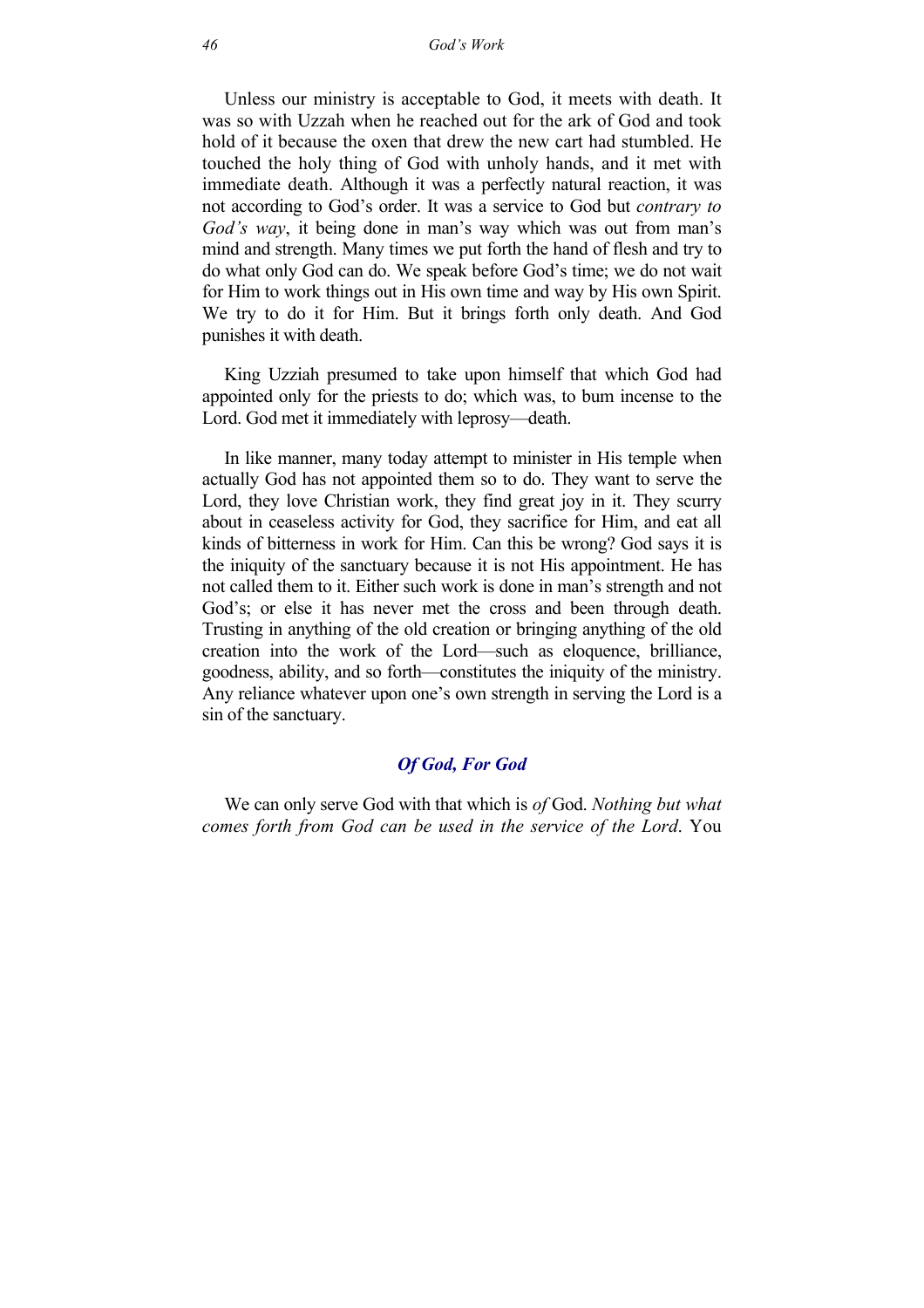Unless our ministry is acceptable to God, it meets with death. It was so with Uzzah when he reached out for the ark of God and took hold of it because the oxen that drew the new cart had stumbled. He touched the holy thing of God with unholy hands, and it met with immediate death. Although it was a perfectly natural reaction, it was not according to God's order. It was a service to God but *contrary to God's way*, it being done in man's way which was out from man's mind and strength. Many times we put forth the hand of flesh and try to do what only God can do. We speak before God's time; we do not wait for Him to work things out in His own time and way by His own Spirit. We try to do it for Him. But it brings forth only death. And God punishes it with death.

King Uzziah presumed to take upon himself that which God had appointed only for the priests to do; which was, to bum incense to the Lord. God met it immediately with leprosy—death.

In like manner, many today attempt to minister in His temple when actually God has not appointed them so to do. They want to serve the Lord, they love Christian work, they find great joy in it. They scurry about in ceaseless activity for God, they sacrifice for Him, and eat all kinds of bitterness in work for Him. Can this be wrong? God says it is the iniquity of the sanctuary because it is not His appointment. He has not called them to it. Either such work is done in man's strength and not God's; or else it has never met the cross and been through death. Trusting in anything of the old creation or bringing anything of the old creation into the work of the Lord—such as eloquence, brilliance, goodness, ability, and so forth—constitutes the iniquity of the ministry. Any reliance whatever upon one's own strength in serving the Lord is a sin of the sanctuary.

### *Of God, For God*

We can only serve God with that which is *of* God. *Nothing but what comes forth from God can be used in the service of the Lord*. You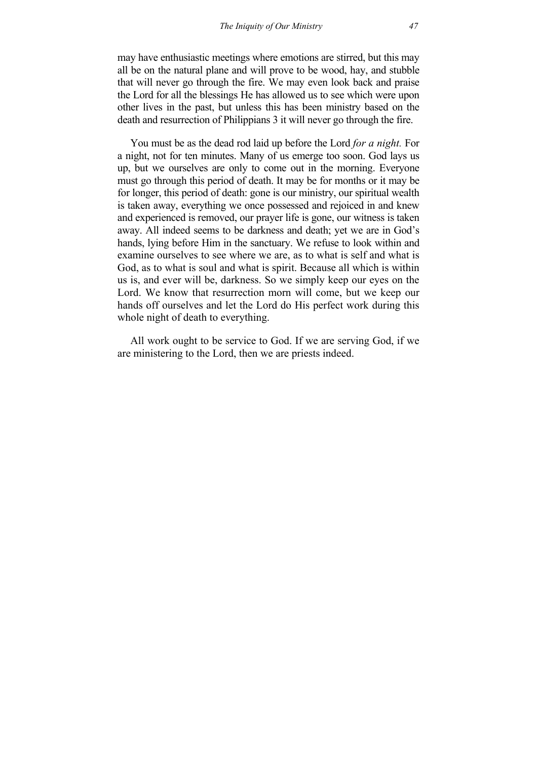may have enthusiastic meetings where emotions are stirred, but this may all be on the natural plane and will prove to be wood, hay, and stubble that will never go through the fire. We may even look back and praise the Lord for all the blessings He has allowed us to see which were upon other lives in the past, but unless this has been ministry based on the death and resurrection of Philippians 3 it will never go through the fire.

You must be as the dead rod laid up before the Lord *for a night.* For a night, not for ten minutes. Many of us emerge too soon. God lays us up, but we ourselves are only to come out in the morning. Everyone must go through this period of death. It may be for months or it may be for longer, this period of death: gone is our ministry, our spiritual wealth is taken away, everything we once possessed and rejoiced in and knew and experienced is removed, our prayer life is gone, our witness is taken away. All indeed seems to be darkness and death; yet we are in God's hands, lying before Him in the sanctuary. We refuse to look within and examine ourselves to see where we are, as to what is self and what is God, as to what is soul and what is spirit. Because all which is within us is, and ever will be, darkness. So we simply keep our eyes on the Lord. We know that resurrection morn will come, but we keep our hands off ourselves and let the Lord do His perfect work during this whole night of death to everything.

All work ought to be service to God. If we are serving God, if we are ministering to the Lord, then we are priests indeed.